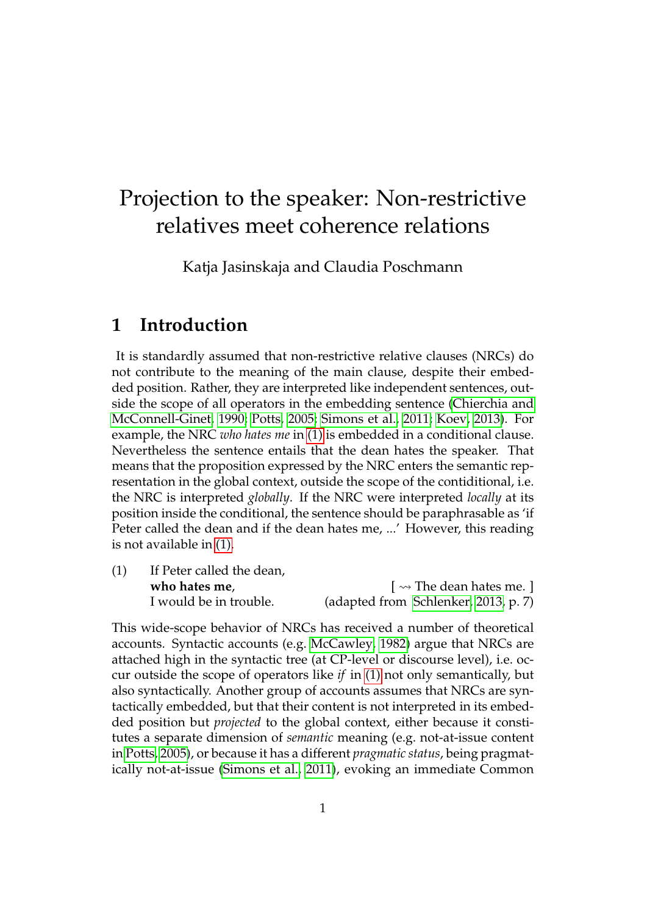# Projection to the speaker: Non-restrictive relatives meet coherence relations

Katja Jasinskaja and Claudia Poschmann

## 1 Introduction

It is standardly assumed that non-restrictive relative clauses (NRCs) do not contribute to the meaning of the main clause, despite their embedded position. Rather, they are interpreted like independent sentences, outside the scope of all operators in the embedding sentence (Chierchia and McConnell-Ginet, 1990; Potts, 2005; Simons et al., 2011; Koev, 2013). For example, the NRC *who hates me* in (1) is embedded in a conditional clause. Nevertheless the sentence entails that the dean hates the speaker. That means that the proposition expressed by the NRC enters the semantic representation in the global context, outside the scope of the contiditional, i.e. the NRC is interpreted *globally*. If the NRC were interpreted *locally* at its position inside the conditional, the sentence should be paraphrasable as 'if Peter called the dean and if the dean hates me, ...' However, this reading is not available in (1).

(1) If Peter called the dean,
**who hates me**, [ $\rightsquigarrow$ The dean hates me. ]
I would be in trouble. (adapted from Schlenker, 2013, p. 7)

This wide-scope behavior of NRCs has received a number of theoretical accounts. Syntactic accounts (e.g. McCawley, 1982) argue that NRCs are attached high in the syntactic tree (at CP-level or discourse level), i.e. occur outside the scope of operators like *if* in (1) not only semantically, but also syntactically. Another group of accounts assumes that NRCs are syntactically embedded, but that their content is not interpreted in its embedded position but *projected* to the global context, either because it constitutes a separate dimension of *semantic* meaning (e.g. not-at-issue content in Potts, 2005), or because it has a different *pragmatic status*, being pragmatically not-at-issue (Simons et al., 2011), evoking an immediate Common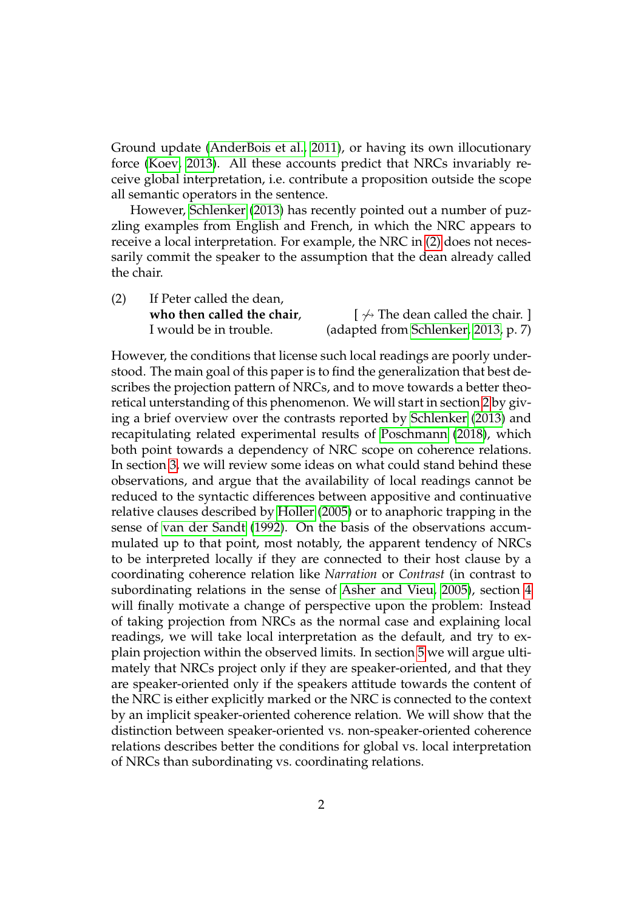Ground update (AnderBois et al., 2011), or having its own illocutionary force (Koev, 2013). All these accounts predict that NRCs invariably receive global interpretation, i.e. contribute a proposition outside the scope all semantic operators in the sentence.

However, Schlenker (2013) has recently pointed out a number of puzzling examples from English and French, in which the NRC appears to receive a local interpretation. For example, the NRC in (2) does not necessarily commit the speaker to the assumption that the dean already called the chair.

(2) If Peter called the dean,
**who then called the chair**, [ $\not\rightsquigarrow$ The dean called the chair. ]
I would be in trouble. (adapted from Schlenker, 2013, p. 7)

However, the conditions that license such local readings are poorly understood. The main goal of this paper is to find the generalization that best describes the projection pattern of NRCs, and to move towards a better theoretical understanding of this phenomenon. We will start in section 2 by giving a brief overview over the contrasts reported by Schlenker (2013) and recapitulating related experimental results of Poschmann (2018), which both point towards a dependency of NRC scope on coherence relations. In section 3, we will review some ideas on what could stand behind these observations, and argue that the availability of local readings cannot be reduced to the syntactic differences between appositive and continuative relative clauses described by Holler (2005) or to anaphoric trapping in the sense of van der Sandt (1992). On the basis of the observations accumulated up to that point, most notably, the apparent tendency of NRCs to be interpreted locally if they are connected to their host clause by a coordinating coherence relation like *Narration* or *Contrast* (in contrast to subordinating relations in the sense of Asher and Vieu, 2005), section 4 will finally motivate a change of perspective upon the problem: Instead of taking projection from NRCs as the normal case and explaining local readings, we will take local interpretation as the default, and try to explain projection within the observed limits. In section 5 we will argue ultimately that NRCs project only if they are speaker-oriented, and that they are speaker-oriented only if the speakers attitude towards the content of the NRC is either explicitly marked or the NRC is connected to the context by an implicit speaker-oriented coherence relation. We will show that the distinction between speaker-oriented vs. non-speaker-oriented coherence relations describes better the conditions for global vs. local interpretation of NRCs than subordinating vs. coordinating relations.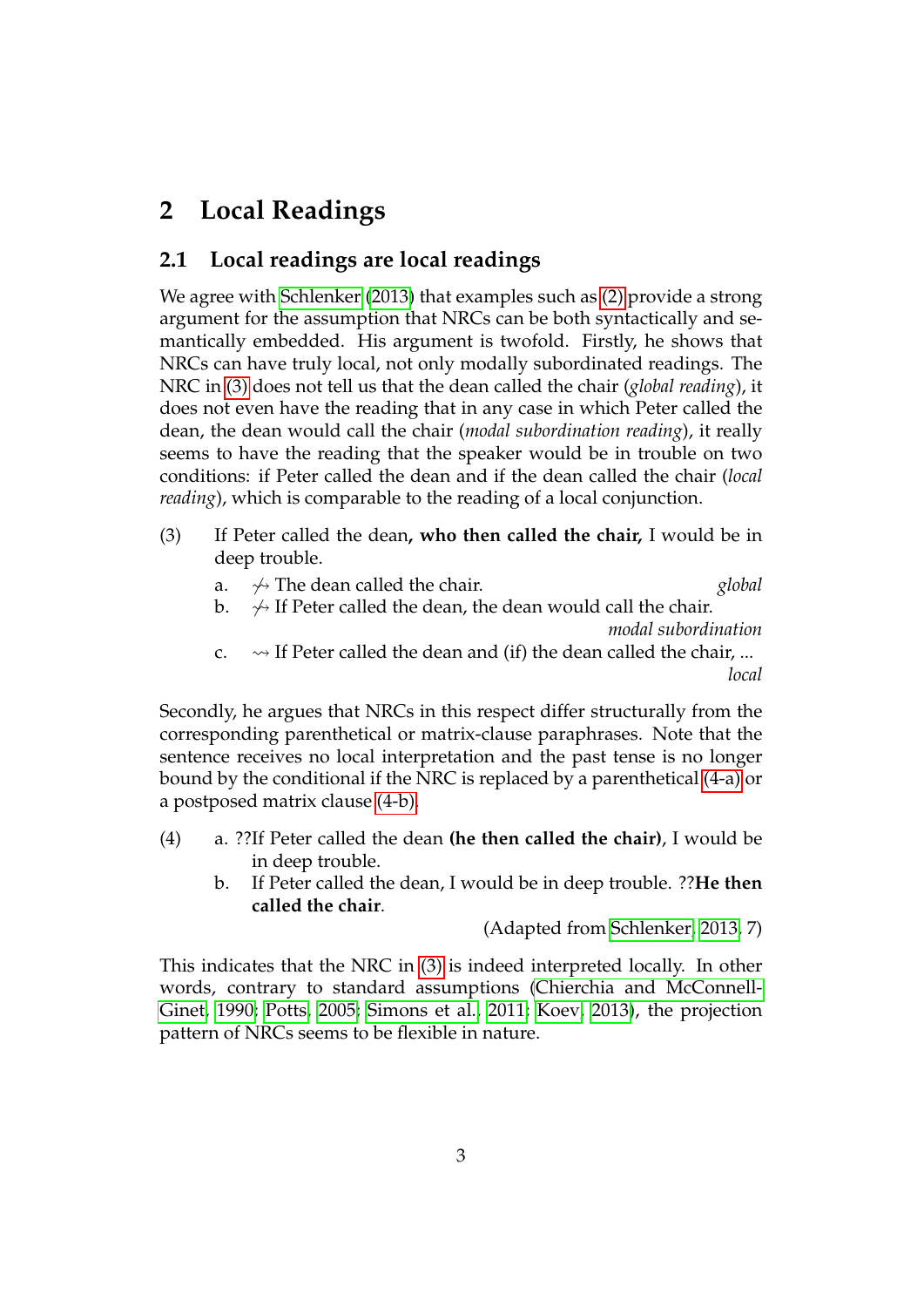## 2 Local Readings

### 2.1 Local readings are local readings

We agree with Schlenker (2013) that examples such as (2) provide a strong argument for the assumption that NRCs can be both syntactically and semantically embedded. His argument is twofold. Firstly, he shows that NRCs can have truly local, not only modally subordinated readings. The NRC in (3) does not tell us that the dean called the chair (*global reading*), it does not even have the reading that in any case in which Peter called the dean, the dean would call the chair (*modal subordination reading*), it really seems to have the reading that the speaker would be in trouble on two conditions: if Peter called the dean and if the dean called the chair (*local reading*), which is comparable to the reading of a local conjunction.

(3) If Peter called the dean**, who then called the chair,** I would be in deep trouble.

  a. ↝̸ The dean called the chair. *global*

  b. ↝̸ If Peter called the dean, the dean would call the chair. *modal subordination*

  c. ↝ If Peter called the dean and (if) the dean called the chair, ... *local*

Secondly, he argues that NRCs in this respect differ structurally from the corresponding parenthetical or matrix-clause paraphrases. Note that the sentence receives no local interpretation and the past tense is no longer bound by the conditional if the NRC is replaced by a parenthetical (4-a) or a postposed matrix clause (4-b).

(4) a. ??If Peter called the dean **(he then called the chair)**, I would be in deep trouble.

  b. If Peter called the dean, I would be in deep trouble. ??**He then called the chair**.

(Adapted from Schlenker, 2013, 7)

This indicates that the NRC in (3) is indeed interpreted locally. In other words, contrary to standard assumptions (Chierchia and McConnell-Ginet, 1990; Potts, 2005; Simons et al., 2011; Koev, 2013), the projection pattern of NRCs seems to be flexible in nature.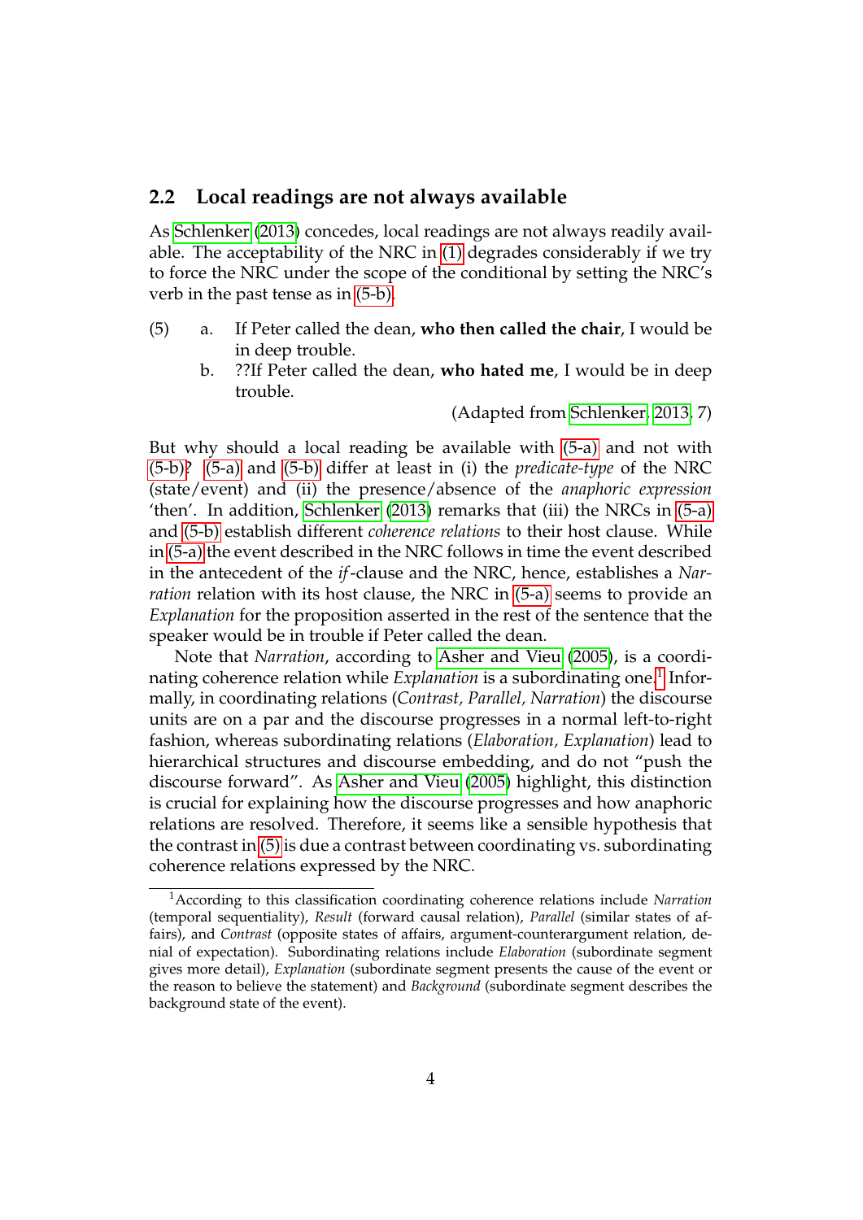## 2.2 Local readings are not always available

As Schlenker (2013) concedes, local readings are not always readily available. The acceptability of the NRC in (1) degrades considerably if we try to force the NRC under the scope of the conditional by setting the NRC's verb in the past tense as in (5-b).

(5) a. If Peter called the dean, **who then called the chair**, I would be in deep trouble.

b. ??If Peter called the dean, **who hated me**, I would be in deep trouble.

(Adapted from Schlenker, 2013, 7)

But why should a local reading be available with (5-a) and not with (5-b)? (5-a) and (5-b) differ at least in (i) the *predicate-type* of the NRC (state/event) and (ii) the presence/absence of the *anaphoric expression* 'then'. In addition, Schlenker (2013) remarks that (iii) the NRCs in (5-a) and (5-b) establish different *coherence relations* to their host clause. While in (5-a) the event described in the NRC follows in time the event described in the antecedent of the *if*-clause and the NRC, hence, establishes a *Narration* relation with its host clause, the NRC in (5-a) seems to provide an *Explanation* for the proposition asserted in the rest of the sentence that the speaker would be in trouble if Peter called the dean.

Note that *Narration*, according to Asher and Vieu (2005), is a coordinating coherence relation while *Explanation* is a subordinating one.[1] Informally, in coordinating relations (*Contrast, Parallel, Narration*) the discourse units are on a par and the discourse progresses in a normal left-to-right fashion, whereas subordinating relations (*Elaboration, Explanation*) lead to hierarchical structures and discourse embedding, and do not "push the discourse forward". As Asher and Vieu (2005) highlight, this distinction is crucial for explaining how the discourse progresses and how anaphoric relations are resolved. Therefore, it seems like a sensible hypothesis that the contrast in (5) is due a contrast between coordinating vs. subordinating coherence relations expressed by the NRC.

[1] According to this classification coordinating coherence relations include *Narration* (temporal sequentiality), *Result* (forward causal relation), *Parallel* (similar states of affairs), and *Contrast* (opposite states of affairs, argument-counterargument relation, denial of expectation). Subordinating relations include *Elaboration* (subordinate segment gives more detail), *Explanation* (subordinate segment presents the cause of the event or the reason to believe the statement) and *Background* (subordinate segment describes the background state of the event).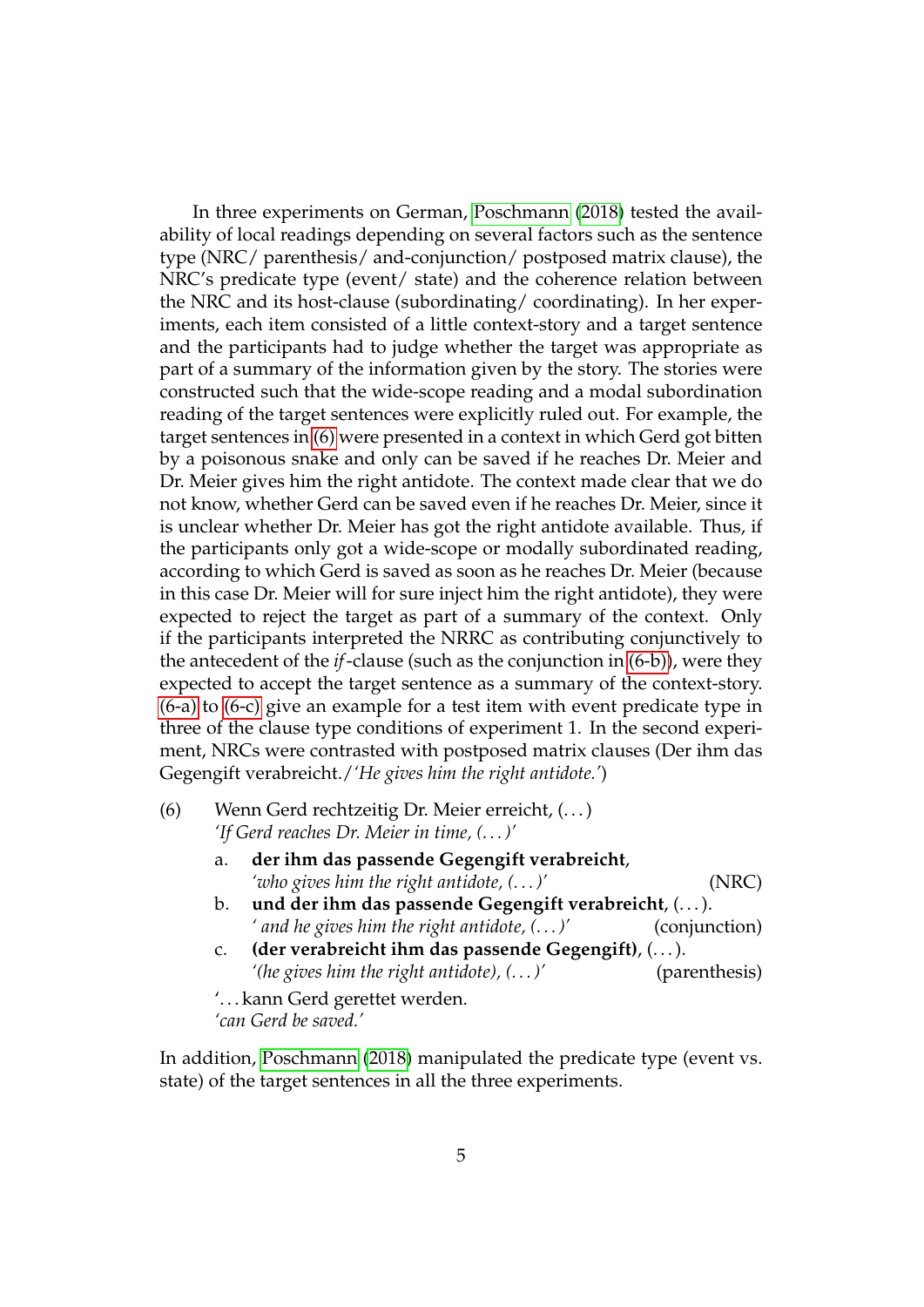In three experiments on German, Poschmann (2018) tested the availability of local readings depending on several factors such as the sentence type (NRC/ parenthesis/ and-conjunction/ postposed matrix clause), the NRC's predicate type (event/ state) and the coherence relation between the NRC and its host-clause (subordinating/ coordinating). In her experiments, each item consisted of a little context-story and a target sentence and the participants had to judge whether the target was appropriate as part of a summary of the information given by the story. The stories were constructed such that the wide-scope reading and a modal subordination reading of the target sentences were explicitly ruled out. For example, the target sentences in (6) were presented in a context in which Gerd got bitten by a poisonous snake and only can be saved if he reaches Dr. Meier and Dr. Meier gives him the right antidote. The context made clear that we do not know, whether Gerd can be saved even if he reaches Dr. Meier, since it is unclear whether Dr. Meier has got the right antidote available. Thus, if the participants only got a wide-scope or modally subordinated reading, according to which Gerd is saved as soon as he reaches Dr. Meier (because in this case Dr. Meier will for sure inject him the right antidote), they were expected to reject the target as part of a summary of the context. Only if the participants interpreted the NRRC as contributing conjunctively to the antecedent of the *if*-clause (such as the conjunction in (6-b)), were they expected to accept the target sentence as a summary of the context-story. (6-a) to (6-c) give an example for a test item with event predicate type in three of the clause type conditions of experiment 1. In the second experiment, NRCs were contrasted with postposed matrix clauses (Der ihm das Gegengift verabreicht./*'He gives him the right antidote.'*)

(6) Wenn Gerd rechtzeitig Dr. Meier erreicht, (...)
*'If Gerd reaches Dr. Meier in time, (...)'*

a. **der ihm das passende Gegengift verabreicht**,
*'who gives him the right antidote, (...)'* (NRC)

b. **und der ihm das passende Gegengift verabreicht**, (...).
*' and he gives him the right antidote, (...)'* (conjunction)

c. **(der verabreicht ihm das passende Gegengift)**, (...).
*'(he gives him the right antidote), (...)'* (parenthesis)

'...kann Gerd gerettet werden.
*'can Gerd be saved.'*

In addition, Poschmann (2018) manipulated the predicate type (event vs. state) of the target sentences in all the three experiments.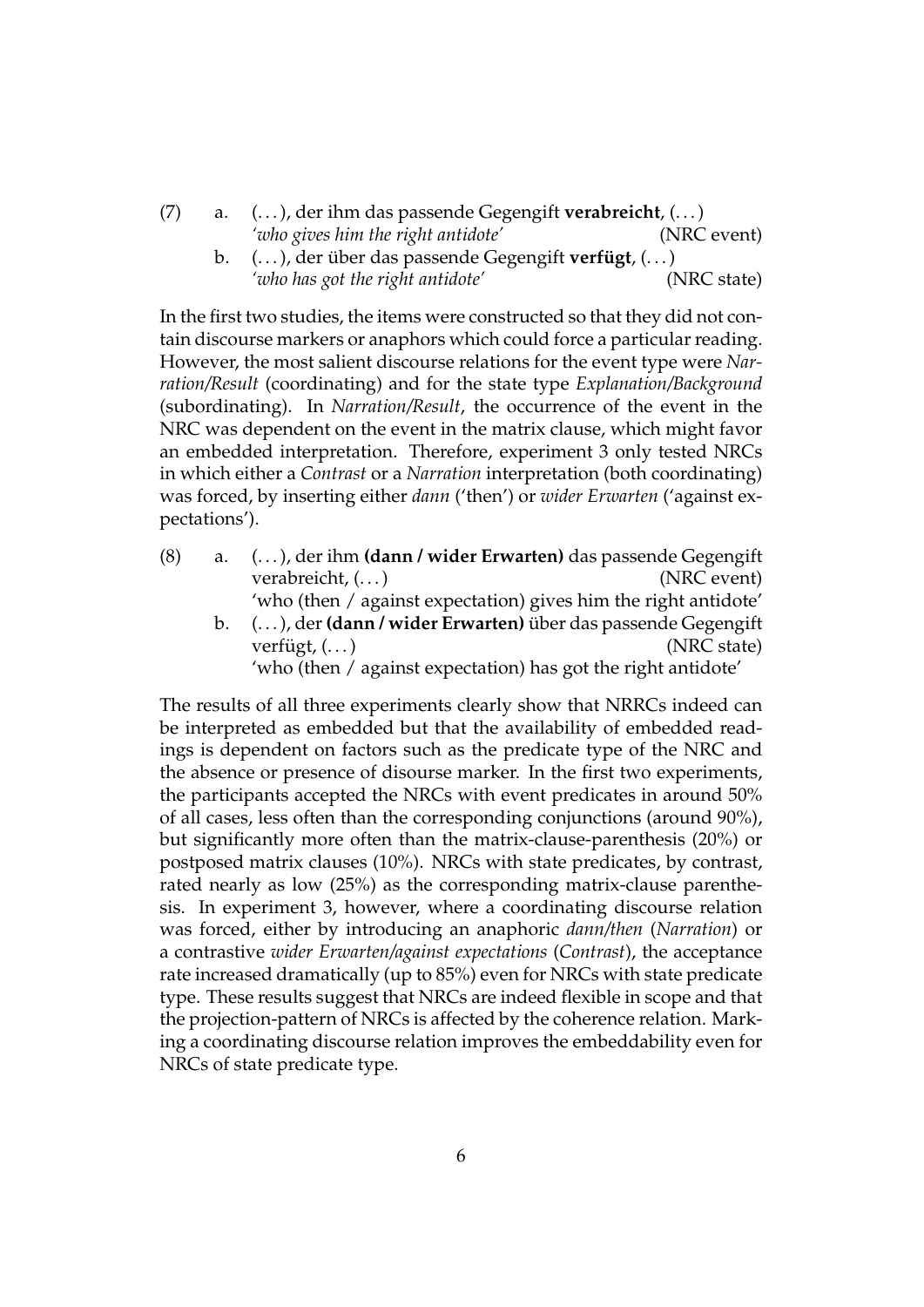(7) a. (...), der ihm das passende Gegengift **verabreicht**, (...)
*'who gives him the right antidote'* (NRC event)

b. (...), der über das passende Gegengift **verfügt**, (...)
*'who has got the right antidote'* (NRC state)

In the first two studies, the items were constructed so that they did not contain discourse markers or anaphors which could force a particular reading. However, the most salient discourse relations for the event type were *Narration/Result* (coordinating) and for the state type *Explanation/Background* (subordinating). In *Narration/Result*, the occurrence of the event in the NRC was dependent on the event in the matrix clause, which might favor an embedded interpretation. Therefore, experiment 3 only tested NRCs in which either a *Contrast* or a *Narration* interpretation (both coordinating) was forced, by inserting either *dann* ('then') or *wider Erwarten* ('against expectations').

(8) a. (...), der ihm **(dann / wider Erwarten)** das passende Gegengift verabreicht, (...) (NRC event)
'who (then / against expectation) gives him the right antidote'

b. (...), der **(dann / wider Erwarten)** über das passende Gegengift verfügt, (...) (NRC state)
'who (then / against expectation) has got the right antidote'

The results of all three experiments clearly show that NRRCs indeed can be interpreted as embedded but that the availability of embedded readings is dependent on factors such as the predicate type of the NRC and the absence or presence of disourse marker. In the first two experiments, the participants accepted the NRCs with event predicates in around 50% of all cases, less often than the corresponding conjunctions (around 90%), but significantly more often than the matrix-clause-parenthesis (20%) or postposed matrix clauses (10%). NRCs with state predicates, by contrast, rated nearly as low (25%) as the corresponding matrix-clause parenthesis. In experiment 3, however, where a coordinating discourse relation was forced, either by introducing an anaphoric *dann/then* (*Narration*) or a contrastive *wider Erwarten/against expectations* (*Contrast*), the acceptance rate increased dramatically (up to 85%) even for NRCs with state predicate type. These results suggest that NRCs are indeed flexible in scope and that the projection-pattern of NRCs is affected by the coherence relation. Marking a coordinating discourse relation improves the embeddability even for NRCs of state predicate type.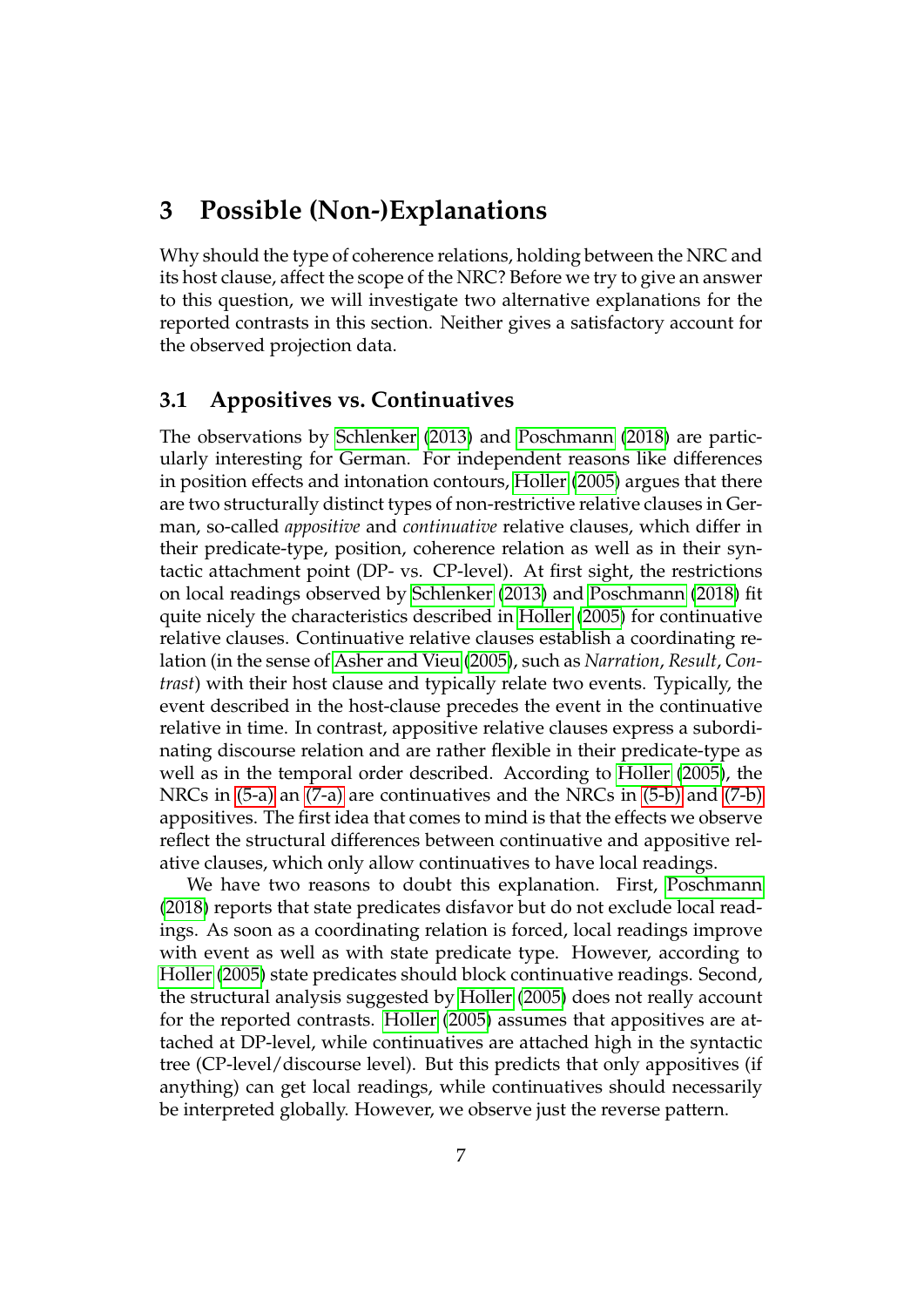# 3 Possible (Non-)Explanations

Why should the type of coherence relations, holding between the NRC and its host clause, affect the scope of the NRC? Before we try to give an answer to this question, we will investigate two alternative explanations for the reported contrasts in this section. Neither gives a satisfactory account for the observed projection data.

## 3.1 Appositives vs. Continuatives

The observations by Schlenker (2013) and Poschmann (2018) are particularly interesting for German. For independent reasons like differences in position effects and intonation contours, Holler (2005) argues that there are two structurally distinct types of non-restrictive relative clauses in German, so-called *appositive* and *continuative* relative clauses, which differ in their predicate-type, position, coherence relation as well as in their syntactic attachment point (DP- vs. CP-level). At first sight, the restrictions on local readings observed by Schlenker (2013) and Poschmann (2018) fit quite nicely the characteristics described in Holler (2005) for continuative relative clauses. Continuative relative clauses establish a coordinating relation (in the sense of Asher and Vieu (2005), such as *Narration*, *Result*, *Contrast*) with their host clause and typically relate two events. Typically, the event described in the host-clause precedes the event in the continuative relative in time. In contrast, appositive relative clauses express a subordinating discourse relation and are rather flexible in their predicate-type as well as in the temporal order described. According to Holler (2005), the NRCs in (5-a) an (7-a) are continuatives and the NRCs in (5-b) and (7-b) appositives. The first idea that comes to mind is that the effects we observe reflect the structural differences between continuative and appositive relative clauses, which only allow continuatives to have local readings.

We have two reasons to doubt this explanation. First, Poschmann (2018) reports that state predicates disfavor but do not exclude local readings. As soon as a coordinating relation is forced, local readings improve with event as well as with state predicate type. However, according to Holler (2005) state predicates should block continuative readings. Second, the structural analysis suggested by Holler (2005) does not really account for the reported contrasts. Holler (2005) assumes that appositives are attached at DP-level, while continuatives are attached high in the syntactic tree (CP-level/discourse level). But this predicts that only appositives (if anything) can get local readings, while continuatives should necessarily be interpreted globally. However, we observe just the reverse pattern.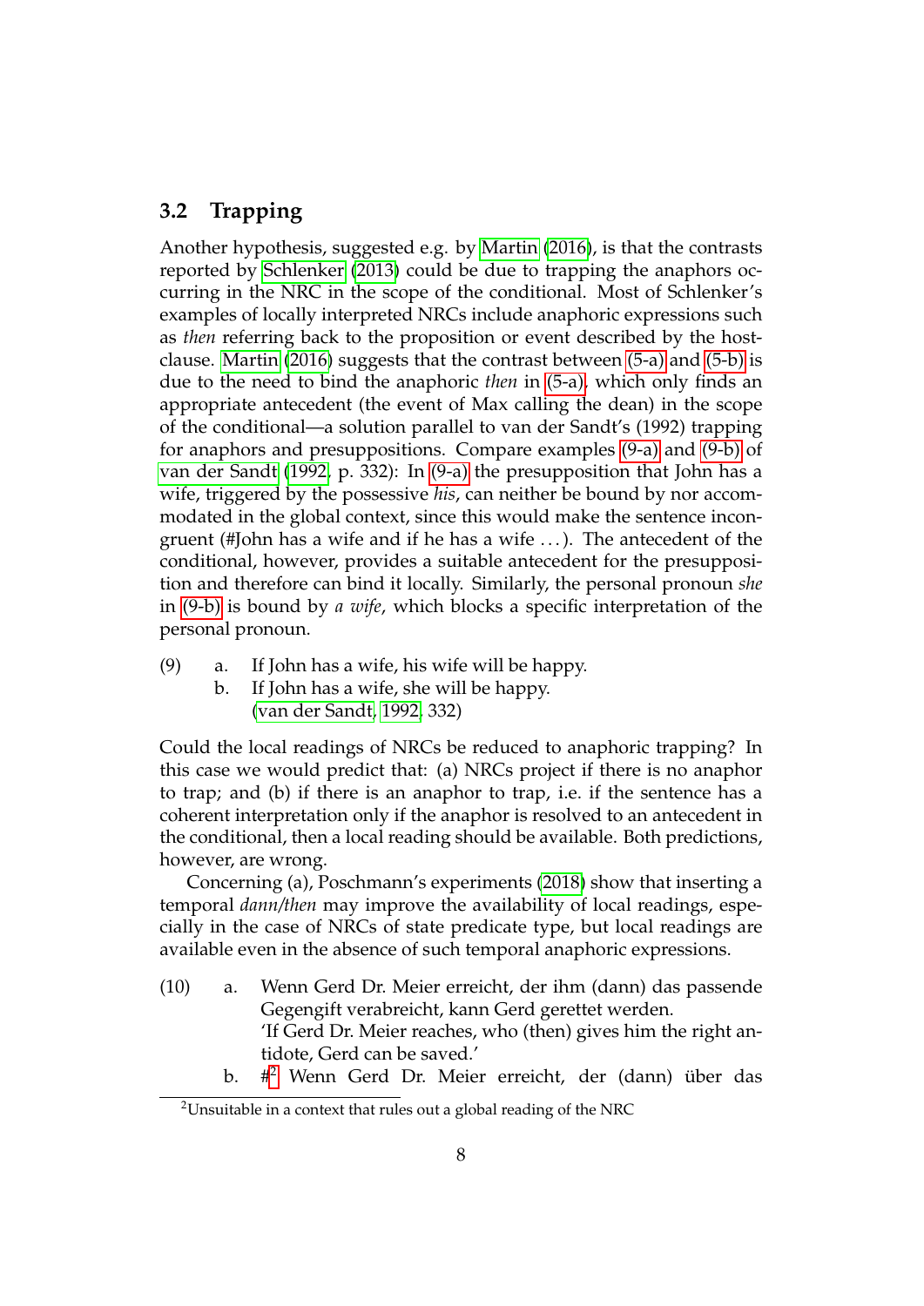## 3.2 Trapping

Another hypothesis, suggested e.g. by Martin (2016), is that the contrasts reported by Schlenker (2013) could be due to trapping the anaphors occurring in the NRC in the scope of the conditional. Most of Schlenker's examples of locally interpreted NRCs include anaphoric expressions such as *then* referring back to the proposition or event described by the host-clause. Martin (2016) suggests that the contrast between (5-a) and (5-b) is due to the need to bind the anaphoric *then* in (5-a), which only finds an appropriate antecedent (the event of Max calling the dean) in the scope of the conditional—a solution parallel to van der Sandt's (1992) trapping for anaphors and presuppositions. Compare examples (9-a) and (9-b) of van der Sandt (1992, p. 332): In (9-a) the presupposition that John has a wife, triggered by the possessive *his*, can neither be bound by nor accommodated in the global context, since this would make the sentence incongruent (#John has a wife and if he has a wife ...). The antecedent of the conditional, however, provides a suitable antecedent for the presupposition and therefore can bind it locally. Similarly, the personal pronoun *she* in (9-b) is bound by *a wife*, which blocks a specific interpretation of the personal pronoun.

(9) a. If John has a wife, his wife will be happy.
   b. If John has a wife, she will be happy.
   (van der Sandt, 1992, 332)

Could the local readings of NRCs be reduced to anaphoric trapping? In this case we would predict that: (a) NRCs project if there is no anaphor to trap; and (b) if there is an anaphor to trap, i.e. if the sentence has a coherent interpretation only if the anaphor is resolved to an antecedent in the conditional, then a local reading should be available. Both predictions, however, are wrong.

Concerning (a), Poschmann's experiments (2018) show that inserting a temporal *dann/then* may improve the availability of local readings, especially in the case of NRCs of state predicate type, but local readings are available even in the absence of such temporal anaphoric expressions.

(10) a. Wenn Gerd Dr. Meier erreicht, der ihm (dann) das passende Gegengift verabreicht, kann Gerd gerettet werden.
   'If Gerd Dr. Meier reaches, who (then) gives him the right antidote, Gerd can be saved.'
   b. #[2] Wenn Gerd Dr. Meier erreicht, der (dann) über das

[2] Unsuitable in a context that rules out a global reading of the NRC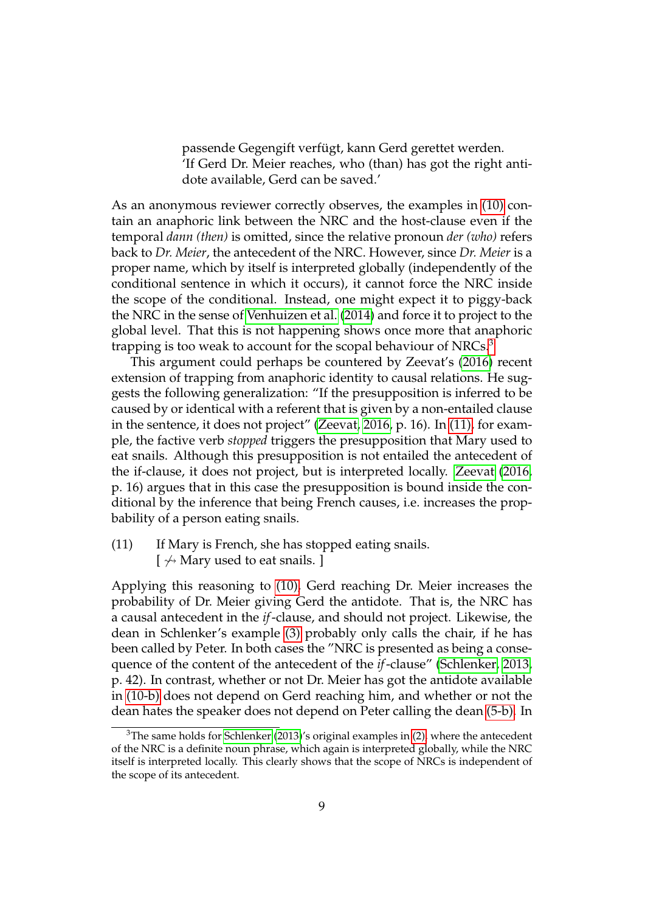passende Gegengift verfügt, kann Gerd gerettet werden.
'If Gerd Dr. Meier reaches, who (than) has got the right antidote available, Gerd can be saved.'

As an anonymous reviewer correctly observes, the examples in (10) contain an anaphoric link between the NRC and the host-clause even if the temporal *dann (then)* is omitted, since the relative pronoun *der (who)* refers back to *Dr. Meier*, the antecedent of the NRC. However, since *Dr. Meier* is a proper name, which by itself is interpreted globally (independently of the conditional sentence in which it occurs), it cannot force the NRC inside the scope of the conditional. Instead, one might expect it to piggy-back the NRC in the sense of Venhuizen et al. (2014) and force it to project to the global level. That this is not happening shows once more that anaphoric trapping is too weak to account for the scopal behaviour of NRCs.[3]

This argument could perhaps be countered by Zeevat's (2016) recent extension of trapping from anaphoric identity to causal relations. He suggests the following generalization: "If the presupposition is inferred to be caused by or identical with a referent that is given by a non-entailed clause in the sentence, it does not project" (Zeevat, 2016, p. 16). In (11), for example, the factive verb *stopped* triggers the presupposition that Mary used to eat snails. Although this presupposition is not entailed the antecedent of the if-clause, it does not project, but is interpreted locally. Zeevat (2016, p. 16) argues that in this case the presupposition is bound inside the conditional by the inference that being French causes, i.e. increases the propbability of a person eating snails.

(11) If Mary is French, she has stopped eating snails.
[ $\not\rightsquigarrow$ Mary used to eat snails. ]

Applying this reasoning to (10), Gerd reaching Dr. Meier increases the probability of Dr. Meier giving Gerd the antidote. That is, the NRC has a causal antecedent in the *if*-clause, and should not project. Likewise, the dean in Schlenker's example (3) probably only calls the chair, if he has been called by Peter. In both cases the "NRC is presented as being a consequence of the content of the antecedent of the *if*-clause" (Schlenker, 2013, p. 42). In contrast, whether or not Dr. Meier has got the antidote available in (10-b) does not depend on Gerd reaching him, and whether or not the dean hates the speaker does not depend on Peter calling the dean (5-b). In

[3] The same holds for Schlenker (2013)'s original examples in (2), where the antecedent of the NRC is a definite noun phrase, which again is interpreted globally, while the NRC itself is interpreted locally. This clearly shows that the scope of NRCs is independent of the scope of its antecedent.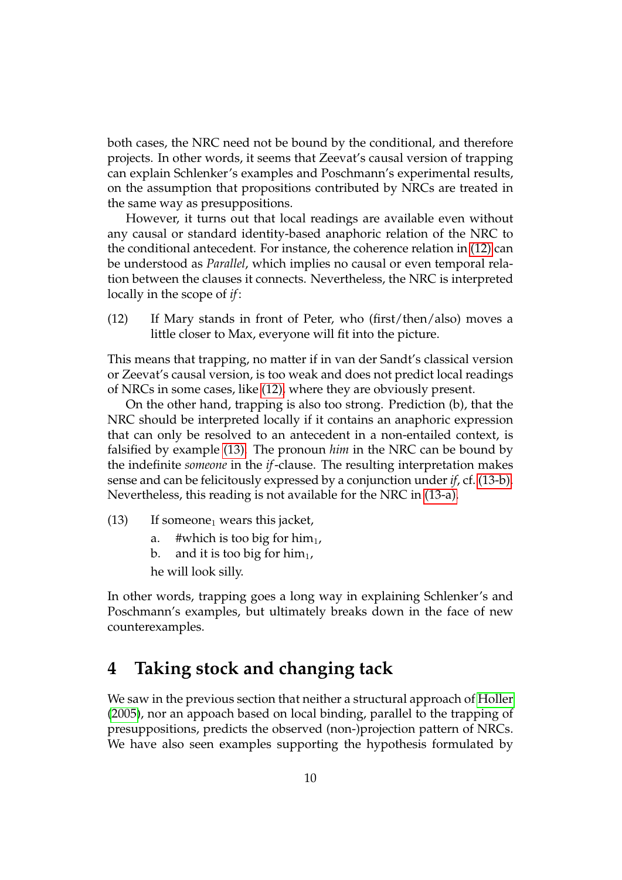both cases, the NRC need not be bound by the conditional, and therefore projects. In other words, it seems that Zeevat's causal version of trapping can explain Schlenker's examples and Poschmann's experimental results, on the assumption that propositions contributed by NRCs are treated in the same way as presuppositions.

However, it turns out that local readings are available even without any causal or standard identity-based anaphoric relation of the NRC to the conditional antecedent. For instance, the coherence relation in (12) can be understood as *Parallel*, which implies no causal or even temporal relation between the clauses it connects. Nevertheless, the NRC is interpreted locally in the scope of *if*:

(12) If Mary stands in front of Peter, who (first/then/also) moves a little closer to Max, everyone will fit into the picture.

This means that trapping, no matter if in van der Sandt's classical version or Zeevat's causal version, is too weak and does not predict local readings of NRCs in some cases, like (12), where they are obviously present.

On the other hand, trapping is also too strong. Prediction (b), that the NRC should be interpreted locally if it contains an anaphoric expression that can only be resolved to an antecedent in a non-entailed context, is falsified by example (13). The pronoun *him* in the NRC can be bound by the indefinite *someone* in the *if*-clause. The resulting interpretation makes sense and can be felicitously expressed by a conjunction under *if*, cf. (13-b). Nevertheless, this reading is not available for the NRC in (13-a).

(13) If someone$_1$ wears this jacket,
  a. #which is too big for him$_1$,
  b. and it is too big for him$_1$,
  he will look silly.

In other words, trapping goes a long way in explaining Schlenker's and Poschmann's examples, but ultimately breaks down in the face of new counterexamples.

# 4 Taking stock and changing tack

We saw in the previous section that neither a structural approach of Holler (2005), nor an appoach based on local binding, parallel to the trapping of presuppositions, predicts the observed (non-)projection pattern of NRCs. We have also seen examples supporting the hypothesis formulated by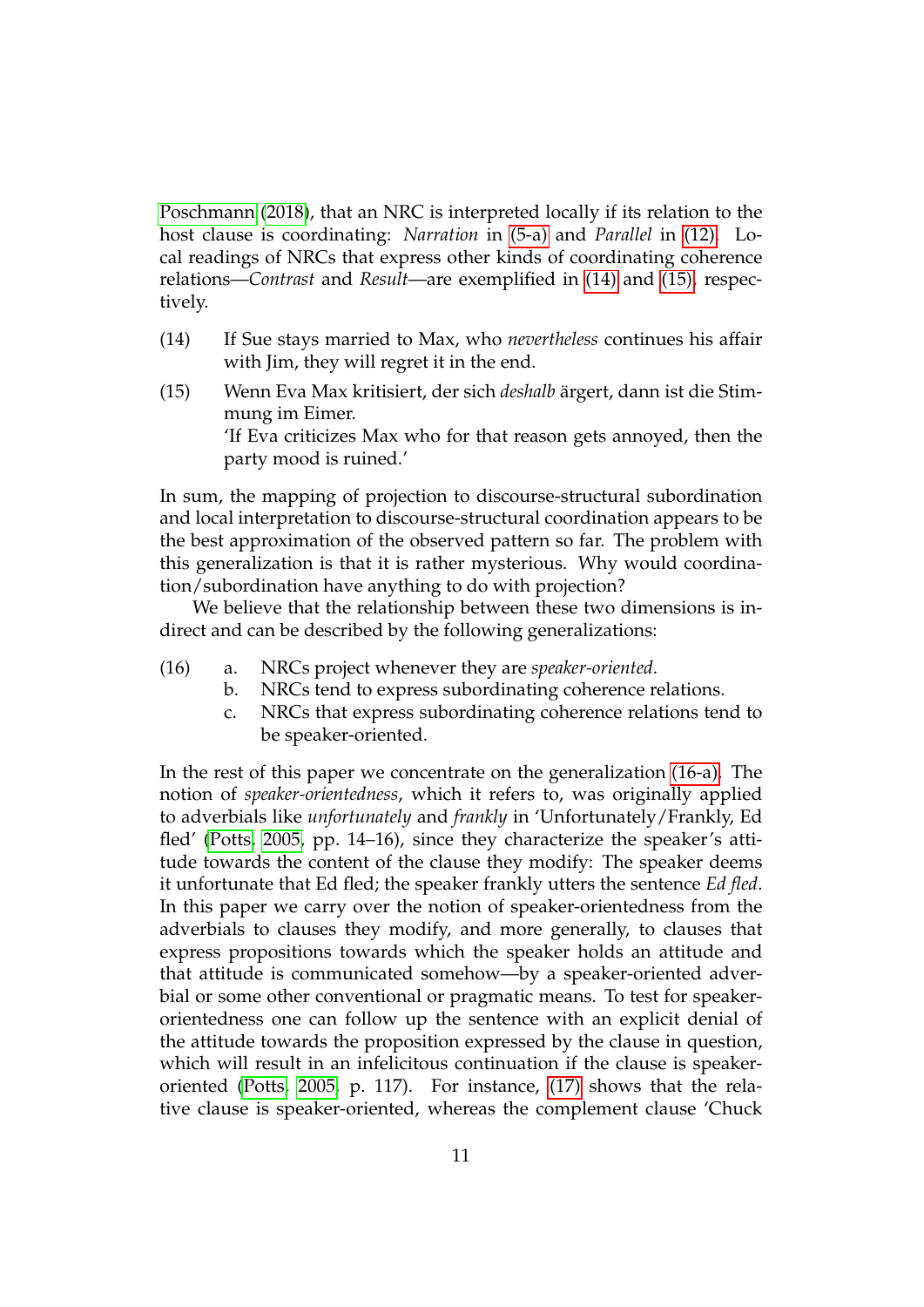Poschmann (2018), that an NRC is interpreted locally if its relation to the host clause is coordinating: *Narration* in (5-a) and *Parallel* in (12). Local readings of NRCs that express other kinds of coordinating coherence relations—*Contrast* and *Result*—are exemplified in (14) and (15), respectively.

(14) If Sue stays married to Max, who *nevertheless* continues his affair with Jim, they will regret it in the end.

(15) Wenn Eva Max kritisiert, der sich *deshalb* ärgert, dann ist die Stimmung im Eimer.
'If Eva criticizes Max who for that reason gets annoyed, then the party mood is ruined.'

In sum, the mapping of projection to discourse-structural subordination and local interpretation to discourse-structural coordination appears to be the best approximation of the observed pattern so far. The problem with this generalization is that it is rather mysterious. Why would coordination/subordination have anything to do with projection?

We believe that the relationship between these two dimensions is indirect and can be described by the following generalizations:

(16) a. NRCs project whenever they are *speaker-oriented*.
b. NRCs tend to express subordinating coherence relations.
c. NRCs that express subordinating coherence relations tend to be speaker-oriented.

In the rest of this paper we concentrate on the generalization (16-a). The notion of *speaker-orientedness*, which it refers to, was originally applied to adverbials like *unfortunately* and *frankly* in 'Unfortunately/Frankly, Ed fled' (Potts, 2005, pp. 14–16), since they characterize the speaker's attitude towards the content of the clause they modify: The speaker deems it unfortunate that Ed fled; the speaker frankly utters the sentence *Ed fled*. In this paper we carry over the notion of speaker-orientedness from the adverbials to clauses they modify, and more generally, to clauses that express propositions towards which the speaker holds an attitude and that attitude is communicated somehow—by a speaker-oriented adverbial or some other conventional or pragmatic means. To test for speaker-orientedness one can follow up the sentence with an explicit denial of the attitude towards the proposition expressed by the clause in question, which will result in an infelicitous continuation if the clause is speaker-oriented (Potts, 2005, p. 117). For instance, (17) shows that the relative clause is speaker-oriented, whereas the complement clause 'Chuck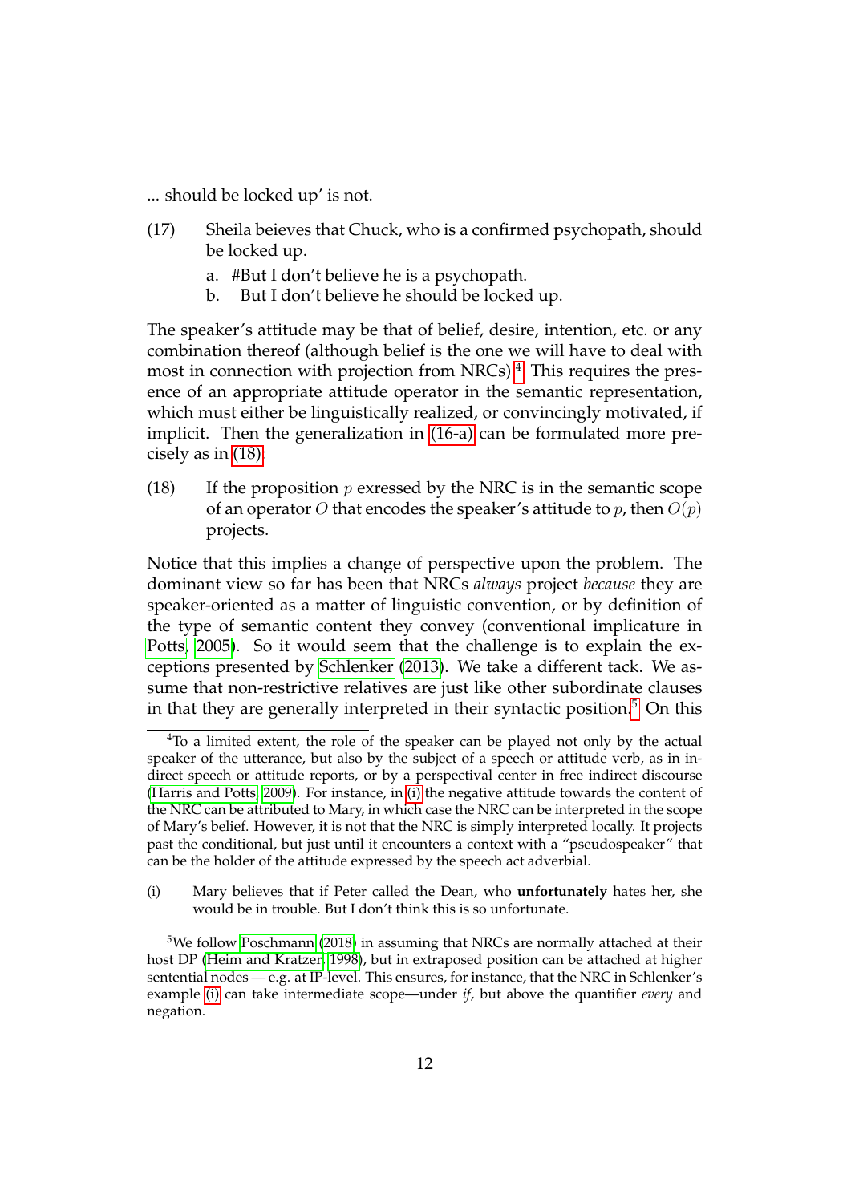... should be locked up' is not.

(17) Sheila beieves that Chuck, who is a confirmed psychopath, should be locked up.

a. #But I don't believe he is a psychopath.
b. But I don't believe he should be locked up.

The speaker's attitude may be that of belief, desire, intention, etc. or any combination thereof (although belief is the one we will have to deal with most in connection with projection from NRCs).[4] This requires the presence of an appropriate attitude operator in the semantic representation, which must either be linguistically realized, or convincingly motivated, if implicit. Then the generalization in (16-a) can be formulated more precisely as in (18).

(18) If the proposition $p$ exressed by the NRC is in the semantic scope of an operator $O$ that encodes the speaker's attitude to $p$, then $O(p)$ projects.

Notice that this implies a change of perspective upon the problem. The dominant view so far has been that NRCs *always* project *because* they are speaker-oriented as a matter of linguistic convention, or by definition of the type of semantic content they convey (conventional implicature in Potts, 2005). So it would seem that the challenge is to explain the exceptions presented by Schlenker (2013). We take a different tack. We assume that non-restrictive relatives are just like other subordinate clauses in that they are generally interpreted in their syntactic position.[5] On this

[4]To a limited extent, the role of the speaker can be played not only by the actual speaker of the utterance, but also by the subject of a speech or attitude verb, as in indirect speech or attitude reports, or by a perspectival center in free indirect discourse (Harris and Potts, 2009). For instance, in (i) the negative attitude towards the content of the NRC can be attributed to Mary, in which case the NRC can be interpreted in the scope of Mary's belief. However, it is not that the NRC is simply interpreted locally. It projects past the conditional, but just until it encounters a context with a "pseudospeaker" that can be the holder of the attitude expressed by the speech act adverbial.

(i) Mary believes that if Peter called the Dean, who **unfortunately** hates her, she would be in trouble. But I don't think this is so unfortunate.

[5]We follow Poschmann (2018) in assuming that NRCs are normally attached at their host DP (Heim and Kratzer, 1998), but in extraposed position can be attached at higher sentential nodes — e.g. at IP-level. This ensures, for instance, that the NRC in Schlenker's example (i) can take intermediate scope—under *if*, but above the quantifier *every* and negation.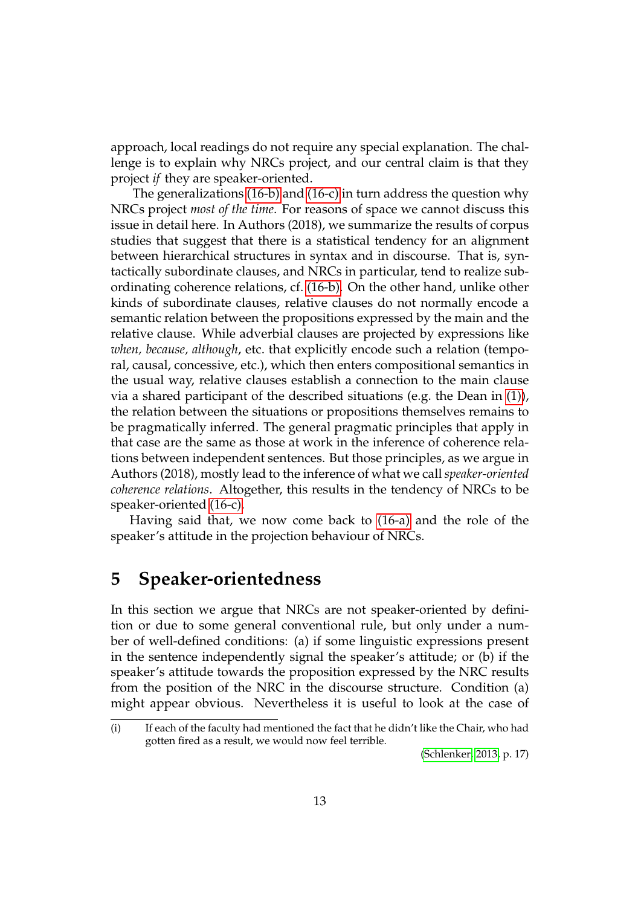approach, local readings do not require any special explanation. The challenge is to explain why NRCs project, and our central claim is that they project *if* they are speaker-oriented.

The generalizations (16-b) and (16-c) in turn address the question why NRCs project *most of the time*. For reasons of space we cannot discuss this issue in detail here. In Authors (2018), we summarize the results of corpus studies that suggest that there is a statistical tendency for an alignment between hierarchical structures in syntax and in discourse. That is, syntactically subordinate clauses, and NRCs in particular, tend to realize subordinating coherence relations, cf. (16-b). On the other hand, unlike other kinds of subordinate clauses, relative clauses do not normally encode a semantic relation between the propositions expressed by the main and the relative clause. While adverbial clauses are projected by expressions like *when, because, although*, etc. that explicitly encode such a relation (temporal, causal, concessive, etc.), which then enters compositional semantics in the usual way, relative clauses establish a connection to the main clause via a shared participant of the described situations (e.g. the Dean in (1)), the relation between the situations or propositions themselves remains to be pragmatically inferred. The general pragmatic principles that apply in that case are the same as those at work in the inference of coherence relations between independent sentences. But those principles, as we argue in Authors (2018), mostly lead to the inference of what we call *speaker-oriented coherence relations*. Altogether, this results in the tendency of NRCs to be speaker-oriented (16-c).

Having said that, we now come back to (16-a) and the role of the speaker's attitude in the projection behaviour of NRCs.

# 5 Speaker-orientedness

In this section we argue that NRCs are not speaker-oriented by definition or due to some general conventional rule, but only under a number of well-defined conditions: (a) if some linguistic expressions present in the sentence independently signal the speaker's attitude; or (b) if the speaker's attitude towards the proposition expressed by the NRC results from the position of the NRC in the discourse structure. Condition (a) might appear obvious. Nevertheless it is useful to look at the case of

---

(i) If each of the faculty had mentioned the fact that he didn't like the Chair, who had gotten fired as a result, we would now feel terrible.

(Schlenker, 2013, p. 17)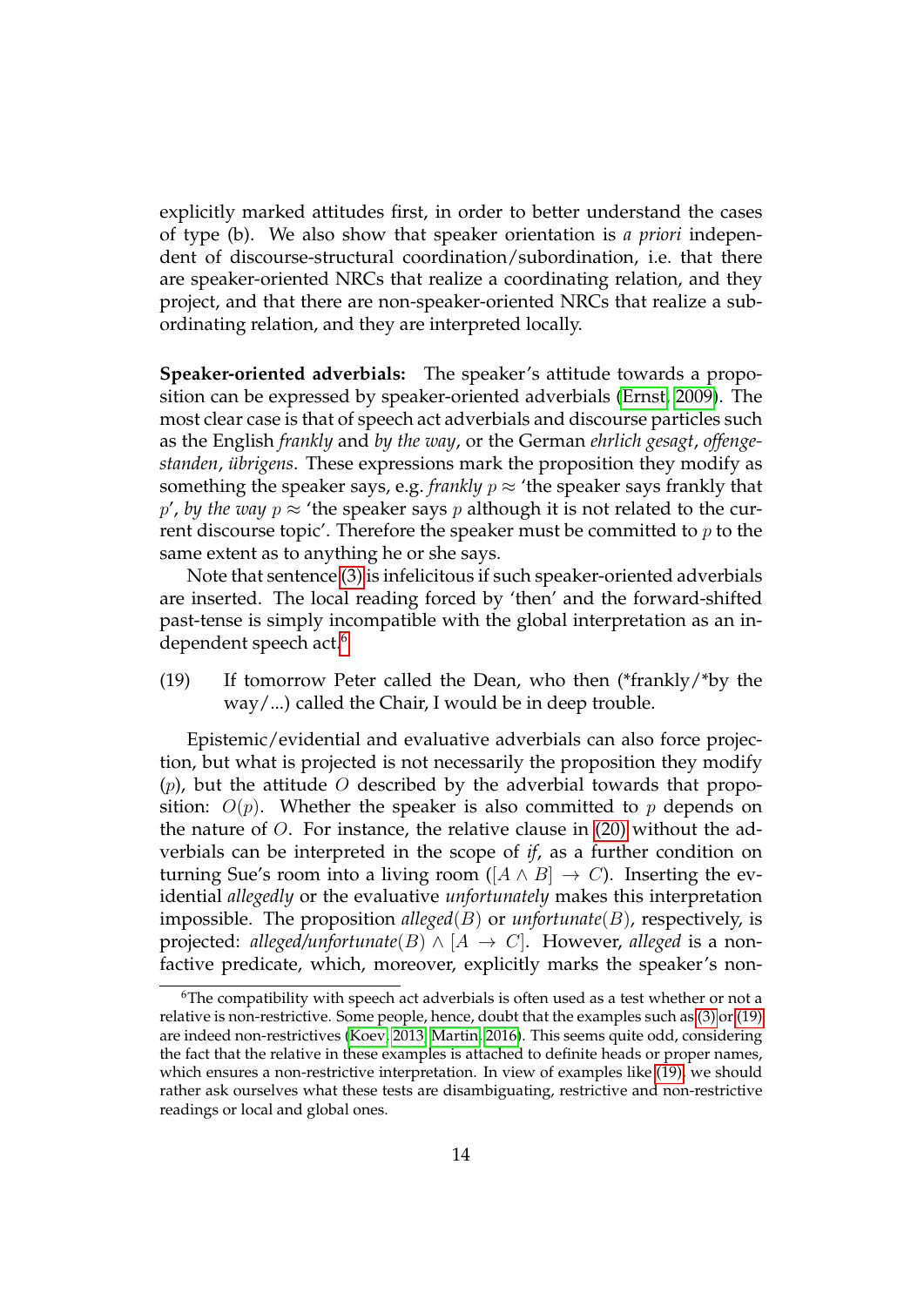explicitly marked attitudes first, in order to better understand the cases of type (b). We also show that speaker orientation is *a priori* independent of discourse-structural coordination/subordination, i.e. that there are speaker-oriented NRCs that realize a coordinating relation, and they project, and that there are non-speaker-oriented NRCs that realize a subordinating relation, and they are interpreted locally.

**Speaker-oriented adverbials:** The speaker's attitude towards a proposition can be expressed by speaker-oriented adverbials (Ernst, 2009). The most clear case is that of speech act adverbials and discourse particles such as the English *frankly* and *by the way*, or the German *ehrlich gesagt*, *offengestanden*, *übrigens*. These expressions mark the proposition they modify as something the speaker says, e.g. *frankly* $p \approx$ 'the speaker says frankly that $p$', *by the way* $p \approx$ 'the speaker says $p$ although it is not related to the current discourse topic'. Therefore the speaker must be committed to $p$ to the same extent as to anything he or she says.

Note that sentence (3) is infelicitous if such speaker-oriented adverbials are inserted. The local reading forced by 'then' and the forward-shifted past-tense is simply incompatible with the global interpretation as an independent speech act.[6]

(19) If tomorrow Peter called the Dean, who then (*frankly/*by the way/...) called the Chair, I would be in deep trouble.

Epistemic/evidential and evaluative adverbials can also force projection, but what is projected is not necessarily the proposition they modify ($p$), but the attitude $O$ described by the adverbial towards that proposition: $O(p)$. Whether the speaker is also committed to $p$ depends on the nature of $O$. For instance, the relative clause in (20) without the adverbials can be interpreted in the scope of *if*, as a further condition on turning Sue's room into a living room ($[A \wedge B] \rightarrow C$). Inserting the evidential *allegedly* or the evaluative *unfortunately* makes this interpretation impossible. The proposition *alleged*$(B)$ or *unfortunate*$(B)$, respectively, is projected: *alleged/unfortunate*$(B) \wedge [A \rightarrow C]$. However, *alleged* is a non-factive predicate, which, moreover, explicitly marks the speaker's non-

[6] The compatibility with speech act adverbials is often used as a test whether or not a relative is non-restrictive. Some people, hence, doubt that the examples such as (3) or (19) are indeed non-restrictives (Koev, 2013; Martin, 2016). This seems quite odd, considering the fact that the relative in these examples is attached to definite heads or proper names, which ensures a non-restrictive interpretation. In view of examples like (19), we should rather ask ourselves what these tests are disambiguating, restrictive and non-restrictive readings or local and global ones.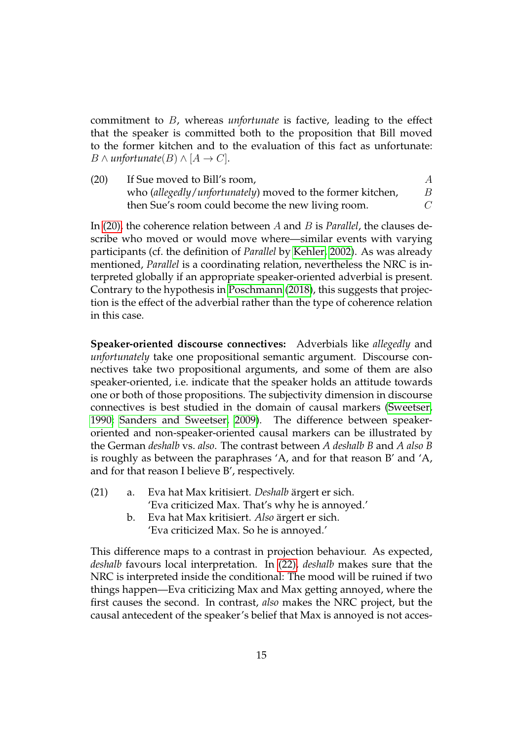commitment to $B$, whereas *unfortunate* is factive, leading to the effect that the speaker is committed both to the proposition that Bill moved to the former kitchen and to the evaluation of this fact as unfortunate: $B \wedge \mathit{unfortunate}(B) \wedge [A \rightarrow C]$.

(20) If Sue moved to Bill's room, $A$
who (*allegedly*/*unfortunately*) moved to the former kitchen, $B$
then Sue's room could become the new living room. $C$

In (20), the coherence relation between $A$ and $B$ is *Parallel*, the clauses describe who moved or would move where—similar events with varying participants (cf. the definition of *Parallel* by Kehler, 2002). As was already mentioned, *Parallel* is a coordinating relation, nevertheless the NRC is interpreted globally if an appropriate speaker-oriented adverbial is present. Contrary to the hypothesis in Poschmann (2018), this suggests that projection is the effect of the adverbial rather than the type of coherence relation in this case.

**Speaker-oriented discourse connectives:** Adverbials like *allegedly* and *unfortunately* take one propositional semantic argument. Discourse connectives take two propositional arguments, and some of them are also speaker-oriented, i.e. indicate that the speaker holds an attitude towards one or both of those propositions. The subjectivity dimension in discourse connectives is best studied in the domain of causal markers (Sweetser, 1990; Sanders and Sweetser, 2009). The difference between speaker-oriented and non-speaker-oriented causal markers can be illustrated by the German *deshalb* vs. *also*. The contrast between *A deshalb B* and *A also B* is roughly as between the paraphrases 'A, and for that reason B' and 'A, and for that reason I believe B', respectively.

(21) a. Eva hat Max kritisiert. *Deshalb* ärgert er sich.
'Eva criticized Max. That's why he is annoyed.'
b. Eva hat Max kritisiert. *Also* ärgert er sich.
'Eva criticized Max. So he is annoyed.'

This difference maps to a contrast in projection behaviour. As expected, *deshalb* favours local interpretation. In (22), *deshalb* makes sure that the NRC is interpreted inside the conditional: The mood will be ruined if two things happen—Eva criticizing Max and Max getting annoyed, where the first causes the second. In contrast, *also* makes the NRC project, but the causal antecedent of the speaker's belief that Max is annoyed is not acces-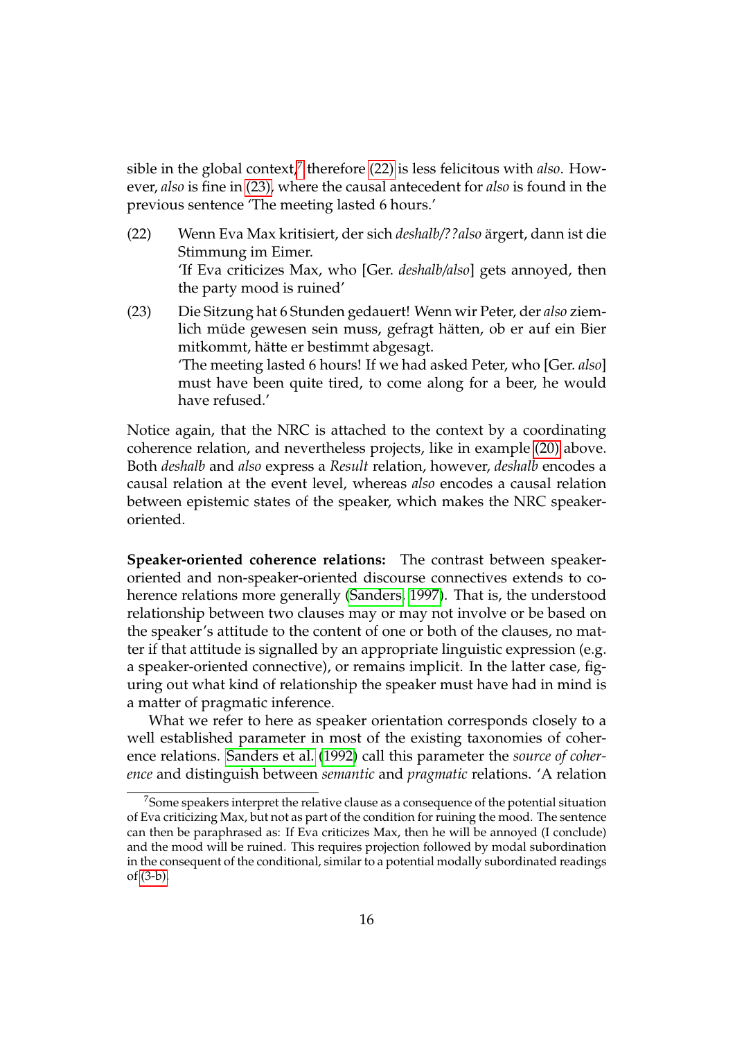sible in the global context,[7] therefore (22) is less felicitous with *also*. However, *also* is fine in (23), where the causal antecedent for *also* is found in the previous sentence 'The meeting lasted 6 hours.'

(22) Wenn Eva Max kritisiert, der sich *deshalb/??also* ärgert, dann ist die Stimmung im Eimer.
'If Eva criticizes Max, who [Ger. *deshalb/also*] gets annoyed, then the party mood is ruined'

(23) Die Sitzung hat 6 Stunden gedauert! Wenn wir Peter, der *also* ziemlich müde gewesen sein muss, gefragt hätten, ob er auf ein Bier mitkommt, hätte er bestimmt abgesagt.
'The meeting lasted 6 hours! If we had asked Peter, who [Ger. *also*] must have been quite tired, to come along for a beer, he would have refused.'

Notice again, that the NRC is attached to the context by a coordinating coherence relation, and nevertheless projects, like in example (20) above. Both *deshalb* and *also* express a *Result* relation, however, *deshalb* encodes a causal relation at the event level, whereas *also* encodes a causal relation between epistemic states of the speaker, which makes the NRC speaker-oriented.

**Speaker-oriented coherence relations:** The contrast between speaker-oriented and non-speaker-oriented discourse connectives extends to coherence relations more generally (Sanders, 1997). That is, the understood relationship between two clauses may or may not involve or be based on the speaker's attitude to the content of one or both of the clauses, no matter if that attitude is signalled by an appropriate linguistic expression (e.g. a speaker-oriented connective), or remains implicit. In the latter case, figuring out what kind of relationship the speaker must have had in mind is a matter of pragmatic inference.

What we refer to here as speaker orientation corresponds closely to a well established parameter in most of the existing taxonomies of coherence relations. Sanders et al. (1992) call this parameter the *source of coherence* and distinguish between *semantic* and *pragmatic* relations. 'A relation

[7] Some speakers interpret the relative clause as a consequence of the potential situation of Eva criticizing Max, but not as part of the condition for ruining the mood. The sentence can then be paraphrased as: If Eva criticizes Max, then he will be annoyed (I conclude) and the mood will be ruined. This requires projection followed by modal subordination in the consequent of the conditional, similar to a potential modally subordinated readings of (3-b).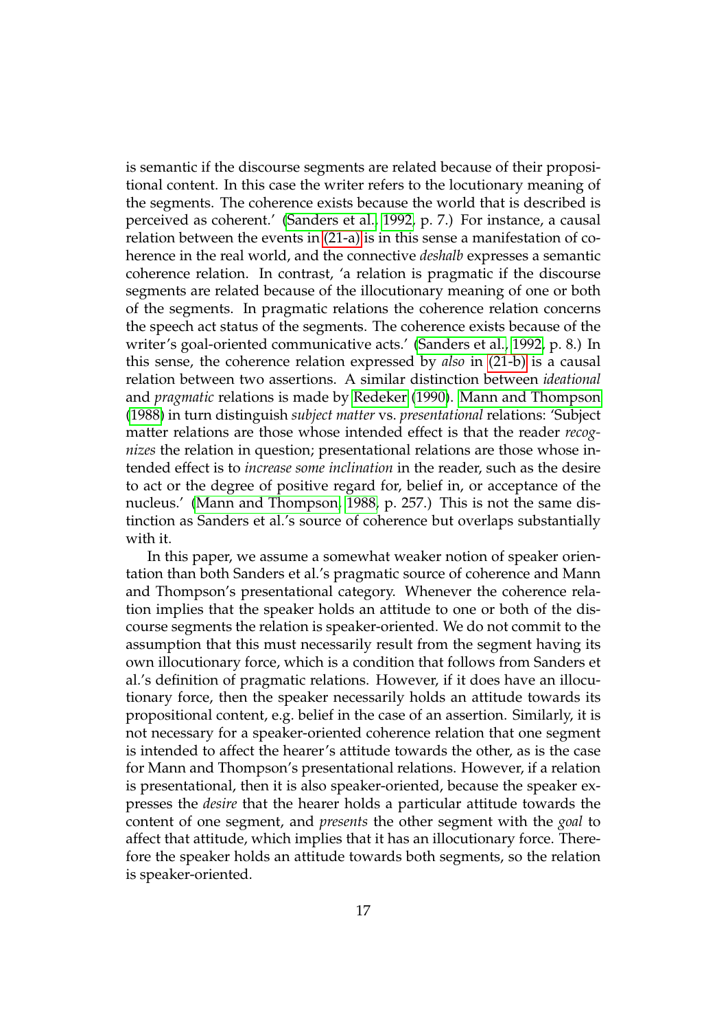is semantic if the discourse segments are related because of their propositional content. In this case the writer refers to the locutionary meaning of the segments. The coherence exists because the world that is described is perceived as coherent.' (Sanders et al., 1992, p. 7.) For instance, a causal relation between the events in (21-a) is in this sense a manifestation of coherence in the real world, and the connective *deshalb* expresses a semantic coherence relation. In contrast, 'a relation is pragmatic if the discourse segments are related because of the illocutionary meaning of one or both of the segments. In pragmatic relations the coherence relation concerns the speech act status of the segments. The coherence exists because of the writer's goal-oriented communicative acts.' (Sanders et al., 1992, p. 8.) In this sense, the coherence relation expressed by *also* in (21-b) is a causal relation between two assertions. A similar distinction between *ideational* and *pragmatic* relations is made by Redeker (1990). Mann and Thompson (1988) in turn distinguish *subject matter* vs. *presentational* relations: 'Subject matter relations are those whose intended effect is that the reader *recognizes* the relation in question; presentational relations are those whose intended effect is to *increase some inclination* in the reader, such as the desire to act or the degree of positive regard for, belief in, or acceptance of the nucleus.' (Mann and Thompson, 1988, p. 257.) This is not the same distinction as Sanders et al.'s source of coherence but overlaps substantially with it.

In this paper, we assume a somewhat weaker notion of speaker orientation than both Sanders et al.'s pragmatic source of coherence and Mann and Thompson's presentational category. Whenever the coherence relation implies that the speaker holds an attitude to one or both of the discourse segments the relation is speaker-oriented. We do not commit to the assumption that this must necessarily result from the segment having its own illocutionary force, which is a condition that follows from Sanders et al.'s definition of pragmatic relations. However, if it does have an illocutionary force, then the speaker necessarily holds an attitude towards its propositional content, e.g. belief in the case of an assertion. Similarly, it is not necessary for a speaker-oriented coherence relation that one segment is intended to affect the hearer's attitude towards the other, as is the case for Mann and Thompson's presentational relations. However, if a relation is presentational, then it is also speaker-oriented, because the speaker expresses the *desire* that the hearer holds a particular attitude towards the content of one segment, and *presents* the other segment with the *goal* to affect that attitude, which implies that it has an illocutionary force. Therefore the speaker holds an attitude towards both segments, so the relation is speaker-oriented.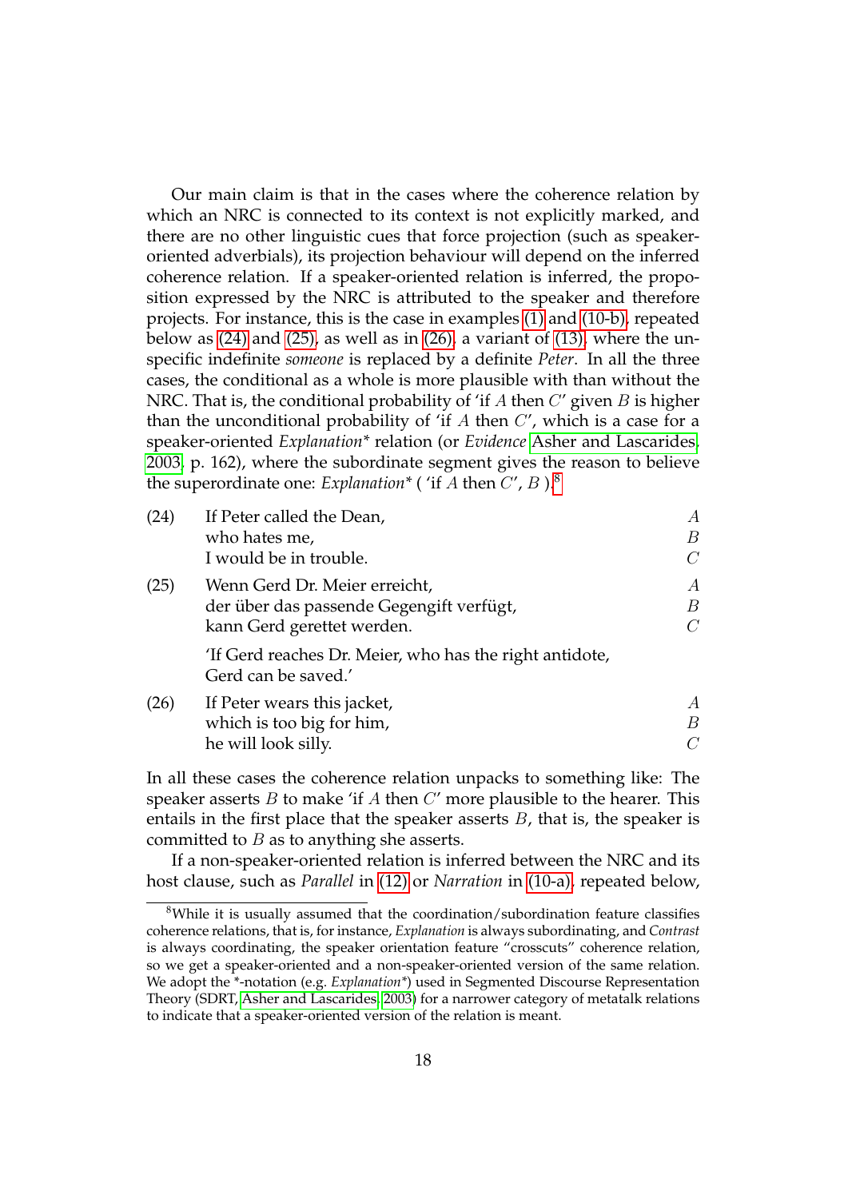Our main claim is that in the cases where the coherence relation by which an NRC is connected to its context is not explicitly marked, and there are no other linguistic cues that force projection (such as speaker-oriented adverbials), its projection behaviour will depend on the inferred coherence relation. If a speaker-oriented relation is inferred, the proposition expressed by the NRC is attributed to the speaker and therefore projects. For instance, this is the case in examples (1) and (10-b), repeated below as (24) and (25), as well as in (26), a variant of (13), where the unspecific indefinite *someone* is replaced by a definite *Peter*. In all the three cases, the conditional as a whole is more plausible with than without the NRC. That is, the conditional probability of 'if $A$ then $C$' given $B$ is higher than the unconditional probability of 'if $A$ then $C$', which is a case for a speaker-oriented *Explanation*\* relation (or *Evidence* Asher and Lascarides, 2003, p. 162), where the subordinate segment gives the reason to believe the superordinate one: *Explanation*\* ( 'if $A$ then $C$', $B$ ).[8]

(24) If Peter called the Dean, $A$
who hates me, $B$
I would be in trouble. $C$

(25) Wenn Gerd Dr. Meier erreicht, $A$
der über das passende Gegengift verfügt, $B$
kann Gerd gerettet werden. $C$

'If Gerd reaches Dr. Meier, who has the right antidote, Gerd can be saved.'

(26) If Peter wears this jacket, $A$
which is too big for him, $B$
he will look silly. $C$

In all these cases the coherence relation unpacks to something like: The speaker asserts $B$ to make 'if $A$ then $C$' more plausible to the hearer. This entails in the first place that the speaker asserts $B$, that is, the speaker is committed to $B$ as to anything she asserts.

If a non-speaker-oriented relation is inferred between the NRC and its host clause, such as *Parallel* in (12) or *Narration* in (10-a), repeated below,

[8] While it is usually assumed that the coordination/subordination feature classifies coherence relations, that is, for instance, *Explanation* is always subordinating, and *Contrast* is always coordinating, the speaker orientation feature "crosscuts" coherence relation, so we get a speaker-oriented and a non-speaker-oriented version of the same relation. We adopt the \*-notation (e.g. *Explanation*\*) used in Segmented Discourse Representation Theory (SDRT, Asher and Lascarides, 2003) for a narrower category of metatalk relations to indicate that a speaker-oriented version of the relation is meant.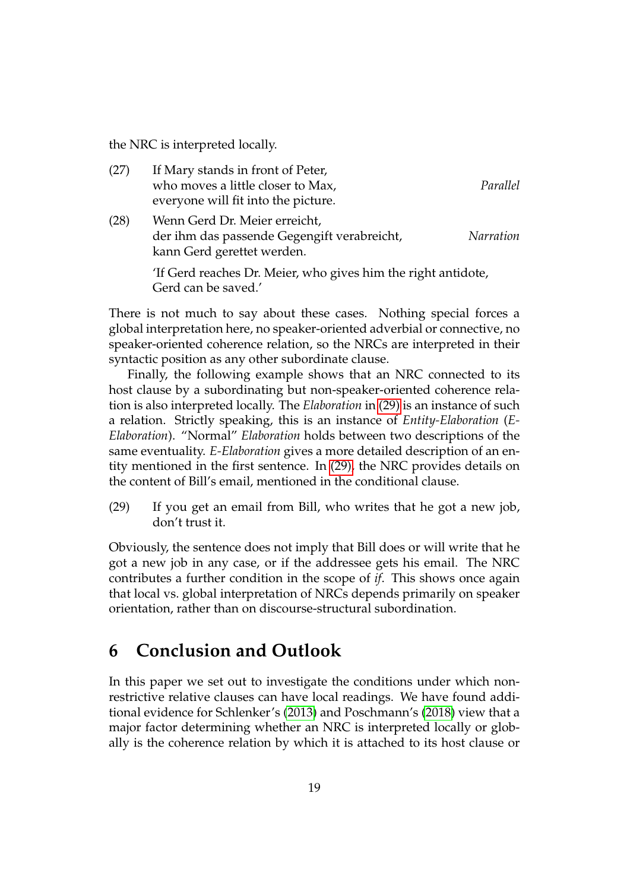the NRC is interpreted locally.

(27) If Mary stands in front of Peter,
who moves a little closer to Max, *Parallel*
everyone will fit into the picture.

(28) Wenn Gerd Dr. Meier erreicht,
der ihm das passende Gegengift verabreicht, *Narration*
kann Gerd gerettet werden.

'If Gerd reaches Dr. Meier, who gives him the right antidote,
Gerd can be saved.'

There is not much to say about these cases. Nothing special forces a global interpretation here, no speaker-oriented adverbial or connective, no speaker-oriented coherence relation, so the NRCs are interpreted in their syntactic position as any other subordinate clause.

Finally, the following example shows that an NRC connected to its host clause by a subordinating but non-speaker-oriented coherence relation is also interpreted locally. The *Elaboration* in (29) is an instance of such a relation. Strictly speaking, this is an instance of *Entity-Elaboration* (*E-Elaboration*). "Normal" *Elaboration* holds between two descriptions of the same eventuality. *E-Elaboration* gives a more detailed description of an entity mentioned in the first sentence. In (29), the NRC provides details on the content of Bill's email, mentioned in the conditional clause.

(29) If you get an email from Bill, who writes that he got a new job, don't trust it.

Obviously, the sentence does not imply that Bill does or will write that he got a new job in any case, or if the addressee gets his email. The NRC contributes a further condition in the scope of *if*. This shows once again that local vs. global interpretation of NRCs depends primarily on speaker orientation, rather than on discourse-structural subordination.

# 6 Conclusion and Outlook

In this paper we set out to investigate the conditions under which non-restrictive relative clauses can have local readings. We have found additional evidence for Schlenker's (2013) and Poschmann's (2018) view that a major factor determining whether an NRC is interpreted locally or globally is the coherence relation by which it is attached to its host clause or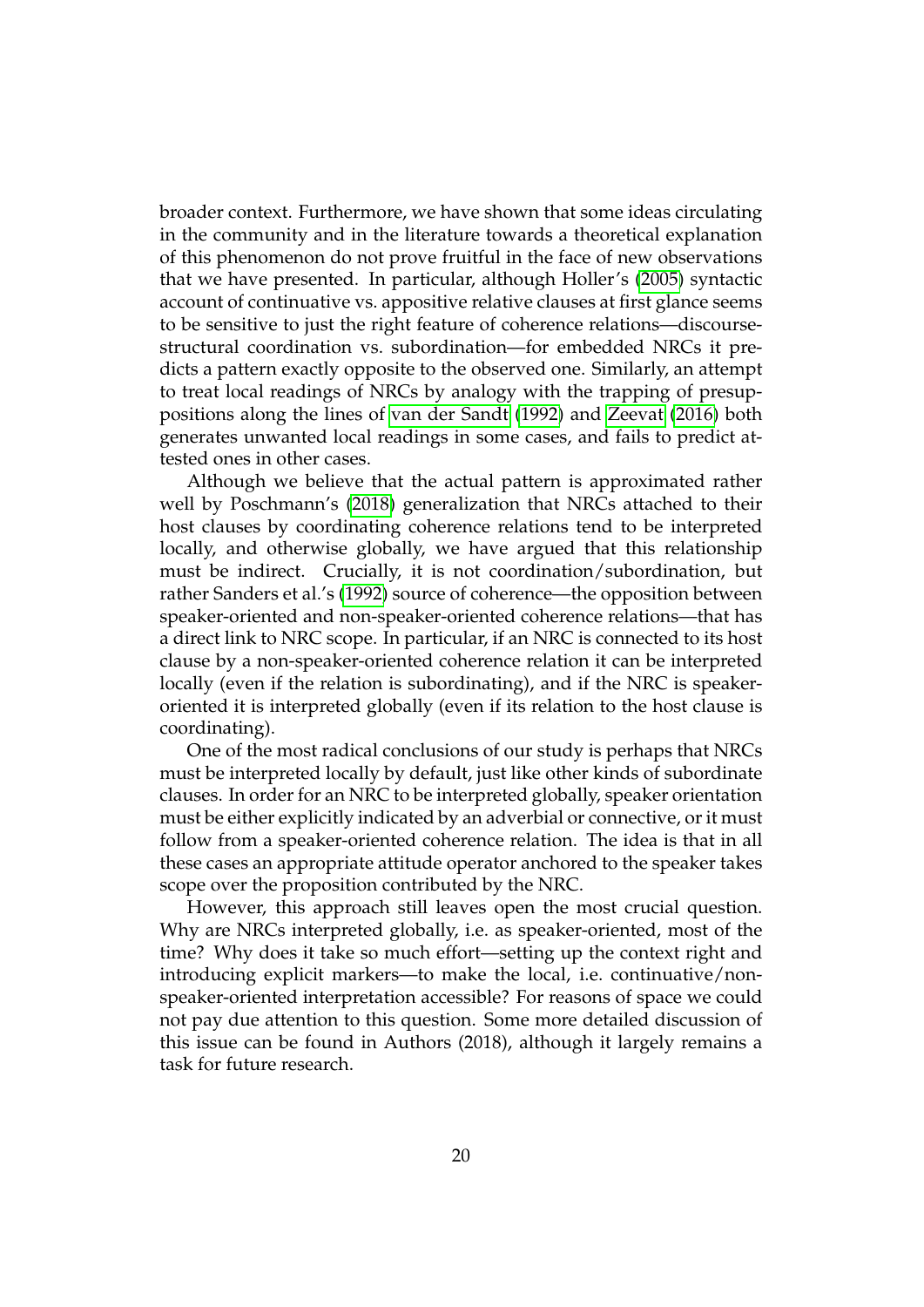broader context. Furthermore, we have shown that some ideas circulating in the community and in the literature towards a theoretical explanation of this phenomenon do not prove fruitful in the face of new observations that we have presented. In particular, although Holler's (2005) syntactic account of continuative vs. appositive relative clauses at first glance seems to be sensitive to just the right feature of coherence relations—discourse-structural coordination vs. subordination—for embedded NRCs it predicts a pattern exactly opposite to the observed one. Similarly, an attempt to treat local readings of NRCs by analogy with the trapping of presuppositions along the lines of van der Sandt (1992) and Zeevat (2016) both generates unwanted local readings in some cases, and fails to predict attested ones in other cases.

Although we believe that the actual pattern is approximated rather well by Poschmann's (2018) generalization that NRCs attached to their host clauses by coordinating coherence relations tend to be interpreted locally, and otherwise globally, we have argued that this relationship must be indirect. Crucially, it is not coordination/subordination, but rather Sanders et al.'s (1992) source of coherence—the opposition between speaker-oriented and non-speaker-oriented coherence relations—that has a direct link to NRC scope. In particular, if an NRC is connected to its host clause by a non-speaker-oriented coherence relation it can be interpreted locally (even if the relation is subordinating), and if the NRC is speaker-oriented it is interpreted globally (even if its relation to the host clause is coordinating).

One of the most radical conclusions of our study is perhaps that NRCs must be interpreted locally by default, just like other kinds of subordinate clauses. In order for an NRC to be interpreted globally, speaker orientation must be either explicitly indicated by an adverbial or connective, or it must follow from a speaker-oriented coherence relation. The idea is that in all these cases an appropriate attitude operator anchored to the speaker takes scope over the proposition contributed by the NRC.

However, this approach still leaves open the most crucial question. Why are NRCs interpreted globally, i.e. as speaker-oriented, most of the time? Why does it take so much effort—setting up the context right and introducing explicit markers—to make the local, i.e. continuative/non-speaker-oriented interpretation accessible? For reasons of space we could not pay due attention to this question. Some more detailed discussion of this issue can be found in Authors (2018), although it largely remains a task for future research.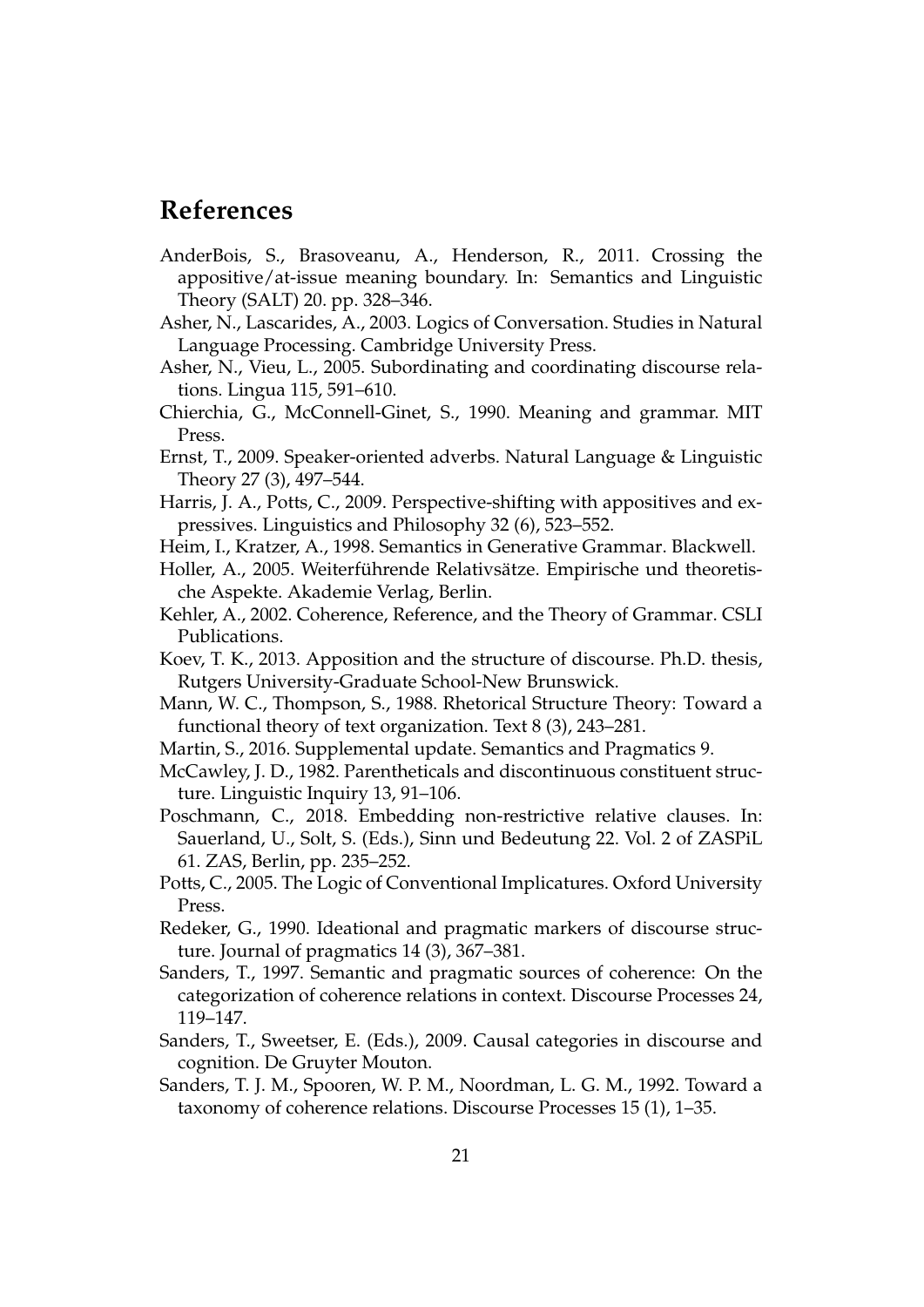# References

AnderBois, S., Brasoveanu, A., Henderson, R., 2011. Crossing the appositive/at-issue meaning boundary. In: Semantics and Linguistic Theory (SALT) 20. pp. 328–346.

Asher, N., Lascarides, A., 2003. Logics of Conversation. Studies in Natural Language Processing. Cambridge University Press.

Asher, N., Vieu, L., 2005. Subordinating and coordinating discourse relations. Lingua 115, 591–610.

Chierchia, G., McConnell-Ginet, S., 1990. Meaning and grammar. MIT Press.

Ernst, T., 2009. Speaker-oriented adverbs. Natural Language & Linguistic Theory 27 (3), 497–544.

Harris, J. A., Potts, C., 2009. Perspective-shifting with appositives and expressives. Linguistics and Philosophy 32 (6), 523–552.

Heim, I., Kratzer, A., 1998. Semantics in Generative Grammar. Blackwell.

Holler, A., 2005. Weiterführende Relativsätze. Empirische und theoretische Aspekte. Akademie Verlag, Berlin.

Kehler, A., 2002. Coherence, Reference, and the Theory of Grammar. CSLI Publications.

Koev, T. K., 2013. Apposition and the structure of discourse. Ph.D. thesis, Rutgers University-Graduate School-New Brunswick.

Mann, W. C., Thompson, S., 1988. Rhetorical Structure Theory: Toward a functional theory of text organization. Text 8 (3), 243–281.

Martin, S., 2016. Supplemental update. Semantics and Pragmatics 9.

McCawley, J. D., 1982. Parentheticals and discontinuous constituent structure. Linguistic Inquiry 13, 91–106.

Poschmann, C., 2018. Embedding non-restrictive relative clauses. In: Sauerland, U., Solt, S. (Eds.), Sinn und Bedeutung 22. Vol. 2 of ZASPiL 61. ZAS, Berlin, pp. 235–252.

Potts, C., 2005. The Logic of Conventional Implicatures. Oxford University Press.

Redeker, G., 1990. Ideational and pragmatic markers of discourse structure. Journal of pragmatics 14 (3), 367–381.

Sanders, T., 1997. Semantic and pragmatic sources of coherence: On the categorization of coherence relations in context. Discourse Processes 24, 119–147.

Sanders, T., Sweetser, E. (Eds.), 2009. Causal categories in discourse and cognition. De Gruyter Mouton.

Sanders, T. J. M., Spooren, W. P. M., Noordman, L. G. M., 1992. Toward a taxonomy of coherence relations. Discourse Processes 15 (1), 1–35.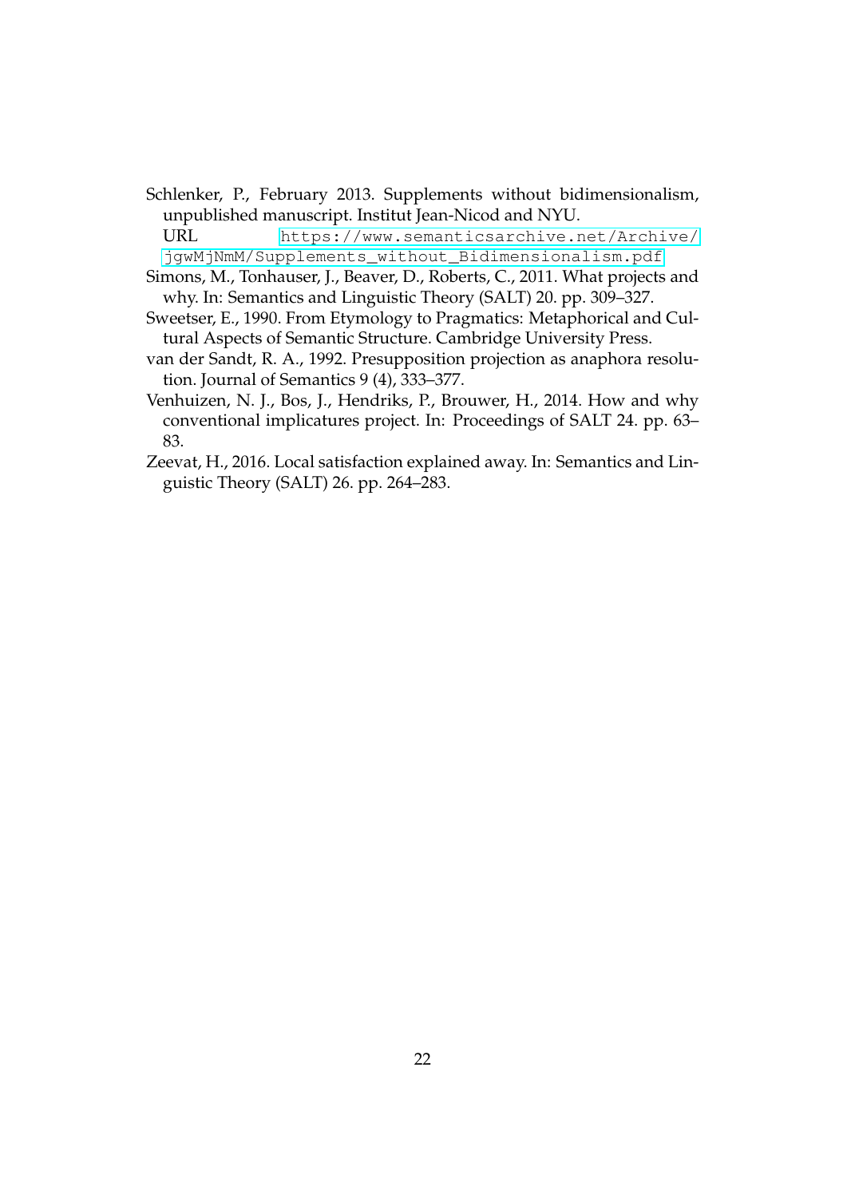Schlenker, P., February 2013. Supplements without bidimensionalism, unpublished manuscript. Institut Jean-Nicod and NYU.
URL https://www.semanticsarchive.net/Archive/jgwMjNmM/Supplements_without_Bidimensionalism.pdf

Simons, M., Tonhauser, J., Beaver, D., Roberts, C., 2011. What projects and why. In: Semantics and Linguistic Theory (SALT) 20. pp. 309–327.

Sweetser, E., 1990. From Etymology to Pragmatics: Metaphorical and Cultural Aspects of Semantic Structure. Cambridge University Press.

van der Sandt, R. A., 1992. Presupposition projection as anaphora resolution. Journal of Semantics 9 (4), 333–377.

Venhuizen, N. J., Bos, J., Hendriks, P., Brouwer, H., 2014. How and why conventional implicatures project. In: Proceedings of SALT 24. pp. 63–83.

Zeevat, H., 2016. Local satisfaction explained away. In: Semantics and Linguistic Theory (SALT) 26. pp. 264–283.